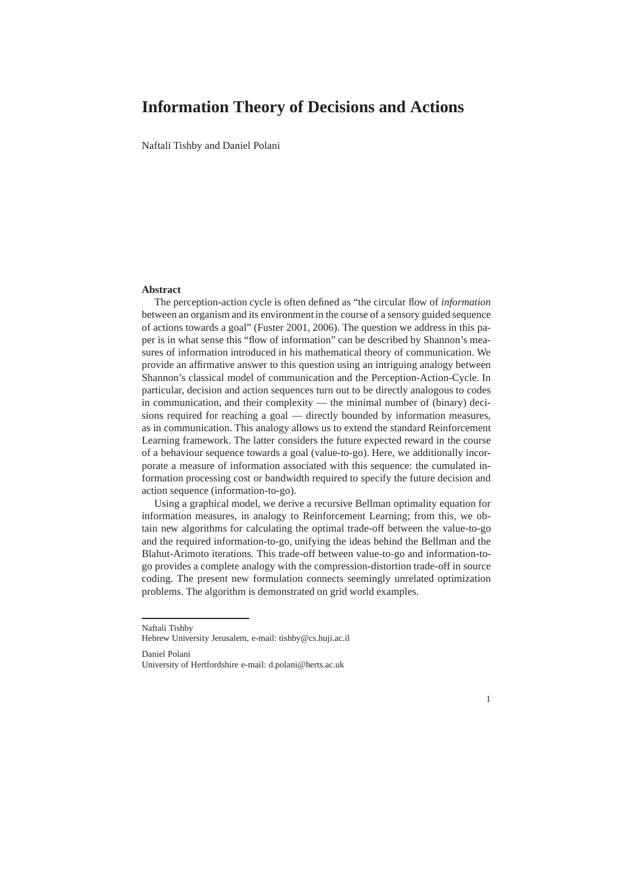# Information Theory of Decisions and Actions

Naftali Tishby and Daniel Polani

**Abstract**

The perception-action cycle is often defined as "the circular flow of *information* between an organism and its environment in the course of a sensory guided sequence of actions towards a goal" (Fuster 2001, 2006). The question we address in this paper is in what sense this "flow of information" can be described by Shannon's measures of information introduced in his mathematical theory of communication. We provide an affirmative answer to this question using an intriguing analogy between Shannon's classical model of communication and the Perception-Action-Cycle. In particular, decision and action sequences turn out to be directly analogous to codes in communication, and their complexity — the minimal number of (binary) decisions required for reaching a goal — directly bounded by information measures, as in communication. This analogy allows us to extend the standard Reinforcement Learning framework. The latter considers the future expected reward in the course of a behaviour sequence towards a goal (value-to-go). Here, we additionally incorporate a measure of information associated with this sequence: the cumulated information processing cost or bandwidth required to specify the future decision and action sequence (information-to-go).

Using a graphical model, we derive a recursive Bellman optimality equation for information measures, in analogy to Reinforcement Learning; from this, we obtain new algorithms for calculating the optimal trade-off between the value-to-go and the required information-to-go, unifying the ideas behind the Bellman and the Blahut-Arimoto iterations. This trade-off between value-to-go and information-to-go provides a complete analogy with the compression-distortion trade-off in source coding. The present new formulation connects seemingly unrelated optimization problems. The algorithm is demonstrated on grid world examples.

---

Naftali Tishby
Hebrew University Jerusalem, e-mail: tishby@cs.huji.ac.il

Daniel Polani
University of Hertfordshire e-mail: d.polani@herts.ac.uk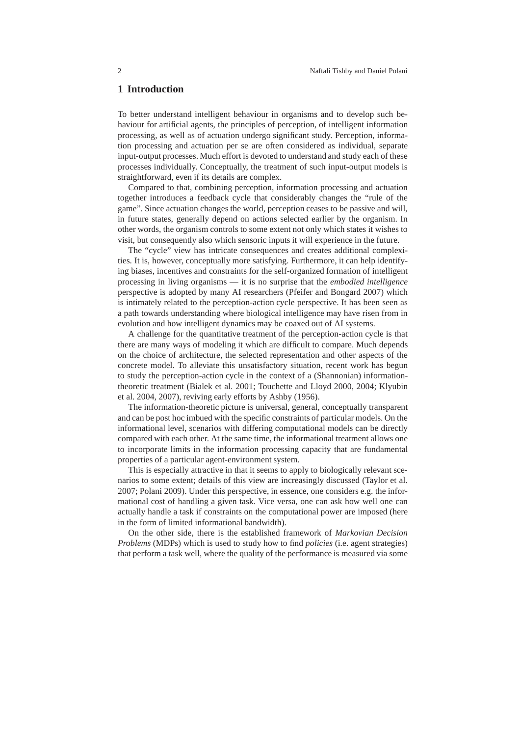## 1 Introduction

To better understand intelligent behaviour in organisms and to develop such behaviour for artificial agents, the principles of perception, of intelligent information processing, as well as of actuation undergo significant study. Perception, information processing and actuation per se are often considered as individual, separate input-output processes. Much effort is devoted to understand and study each of these processes individually. Conceptually, the treatment of such input-output models is straightforward, even if its details are complex.

Compared to that, combining perception, information processing and actuation together introduces a feedback cycle that considerably changes the "rule of the game". Since actuation changes the world, perception ceases to be passive and will, in future states, generally depend on actions selected earlier by the organism. In other words, the organism controls to some extent not only which states it wishes to visit, but consequently also which sensoric inputs it will experience in the future.

The "cycle" view has intricate consequences and creates additional complexities. It is, however, conceptually more satisfying. Furthermore, it can help identifying biases, incentives and constraints for the self-organized formation of intelligent processing in living organisms — it is no surprise that the *embodied intelligence* perspective is adopted by many AI researchers (Pfeifer and Bongard 2007) which is intimately related to the perception-action cycle perspective. It has been seen as a path towards understanding where biological intelligence may have risen from in evolution and how intelligent dynamics may be coaxed out of AI systems.

A challenge for the quantitative treatment of the perception-action cycle is that there are many ways of modeling it which are difficult to compare. Much depends on the choice of architecture, the selected representation and other aspects of the concrete model. To alleviate this unsatisfactory situation, recent work has begun to study the perception-action cycle in the context of a (Shannonian) information-theoretic treatment (Bialek et al. 2001; Touchette and Lloyd 2000, 2004; Klyubin et al. 2004, 2007), reviving early efforts by Ashby (1956).

The information-theoretic picture is universal, general, conceptually transparent and can be post hoc imbued with the specific constraints of particular models. On the informational level, scenarios with differing computational models can be directly compared with each other. At the same time, the informational treatment allows one to incorporate limits in the information processing capacity that are fundamental properties of a particular agent-environment system.

This is especially attractive in that it seems to apply to biologically relevant scenarios to some extent; details of this view are increasingly discussed (Taylor et al. 2007; Polani 2009). Under this perspective, in essence, one considers e.g. the informational cost of handling a given task. Vice versa, one can ask how well one can actually handle a task if constraints on the computational power are imposed (here in the form of limited informational bandwidth).

On the other side, there is the established framework of *Markovian Decision Problems* (MDPs) which is used to study how to find *policies* (i.e. agent strategies) that perform a task well, where the quality of the performance is measured via some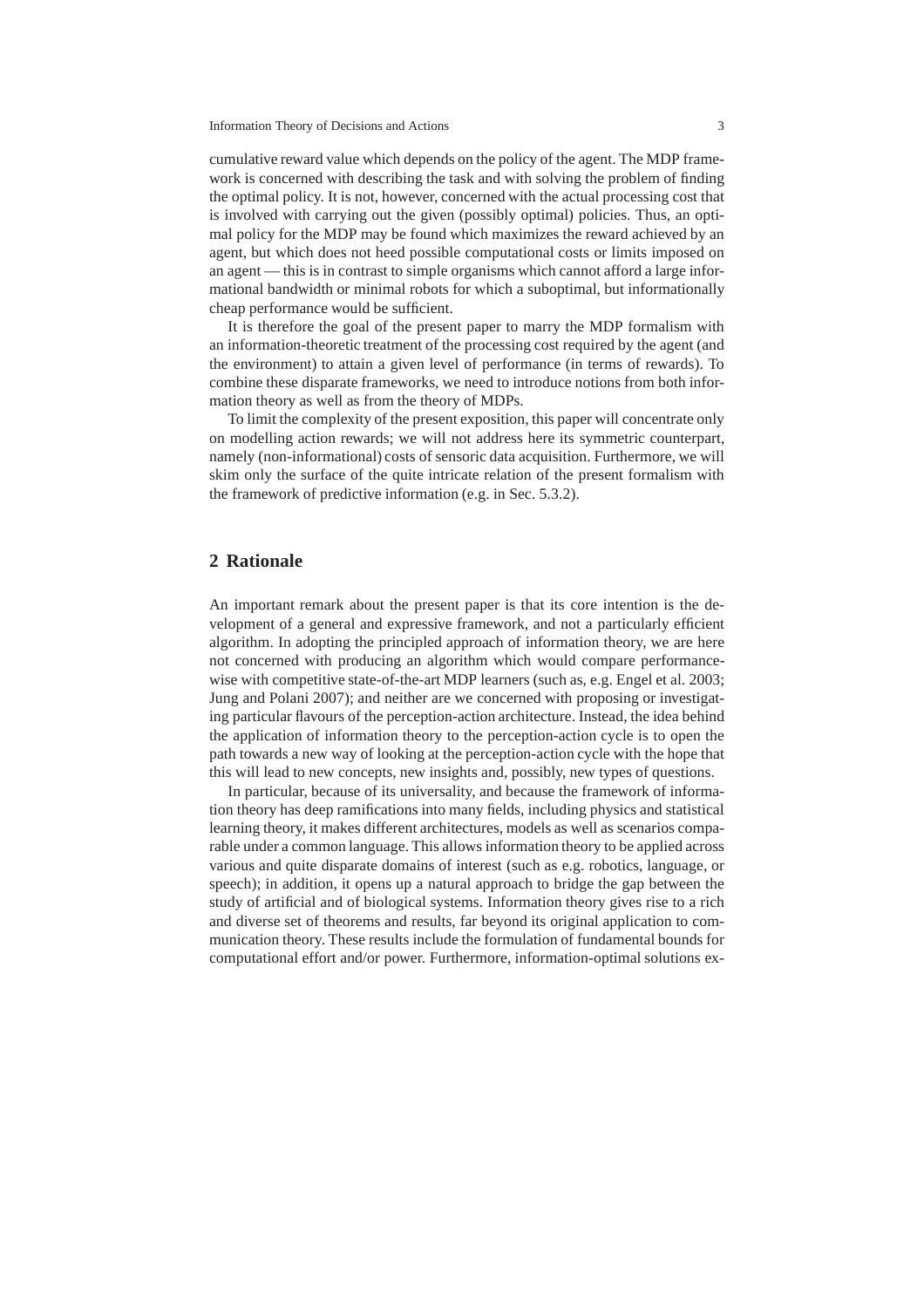cumulative reward value which depends on the policy of the agent. The MDP framework is concerned with describing the task and with solving the problem of finding the optimal policy. It is not, however, concerned with the actual processing cost that is involved with carrying out the given (possibly optimal) policies. Thus, an optimal policy for the MDP may be found which maximizes the reward achieved by an agent, but which does not heed possible computational costs or limits imposed on an agent — this is in contrast to simple organisms which cannot afford a large informational bandwidth or minimal robots for which a suboptimal, but informationally cheap performance would be sufficient.

It is therefore the goal of the present paper to marry the MDP formalism with an information-theoretic treatment of the processing cost required by the agent (and the environment) to attain a given level of performance (in terms of rewards). To combine these disparate frameworks, we need to introduce notions from both information theory as well as from the theory of MDPs.

To limit the complexity of the present exposition, this paper will concentrate only on modelling action rewards; we will not address here its symmetric counterpart, namely (non-informational) costs of sensoric data acquisition. Furthermore, we will skim only the surface of the quite intricate relation of the present formalism with the framework of predictive information (e.g. in Sec. 5.3.2).

## 2 Rationale

An important remark about the present paper is that its core intention is the development of a general and expressive framework, and not a particularly efficient algorithm. In adopting the principled approach of information theory, we are here not concerned with producing an algorithm which would compare performance-wise with competitive state-of-the-art MDP learners (such as, e.g. Engel et al. 2003; Jung and Polani 2007); and neither are we concerned with proposing or investigating particular flavours of the perception-action architecture. Instead, the idea behind the application of information theory to the perception-action cycle is to open the path towards a new way of looking at the perception-action cycle with the hope that this will lead to new concepts, new insights and, possibly, new types of questions.

In particular, because of its universality, and because the framework of information theory has deep ramifications into many fields, including physics and statistical learning theory, it makes different architectures, models as well as scenarios comparable under a common language. This allows information theory to be applied across various and quite disparate domains of interest (such as e.g. robotics, language, or speech); in addition, it opens up a natural approach to bridge the gap between the study of artificial and of biological systems. Information theory gives rise to a rich and diverse set of theorems and results, far beyond its original application to communication theory. These results include the formulation of fundamental bounds for computational effort and/or power. Furthermore, information-optimal solutions ex-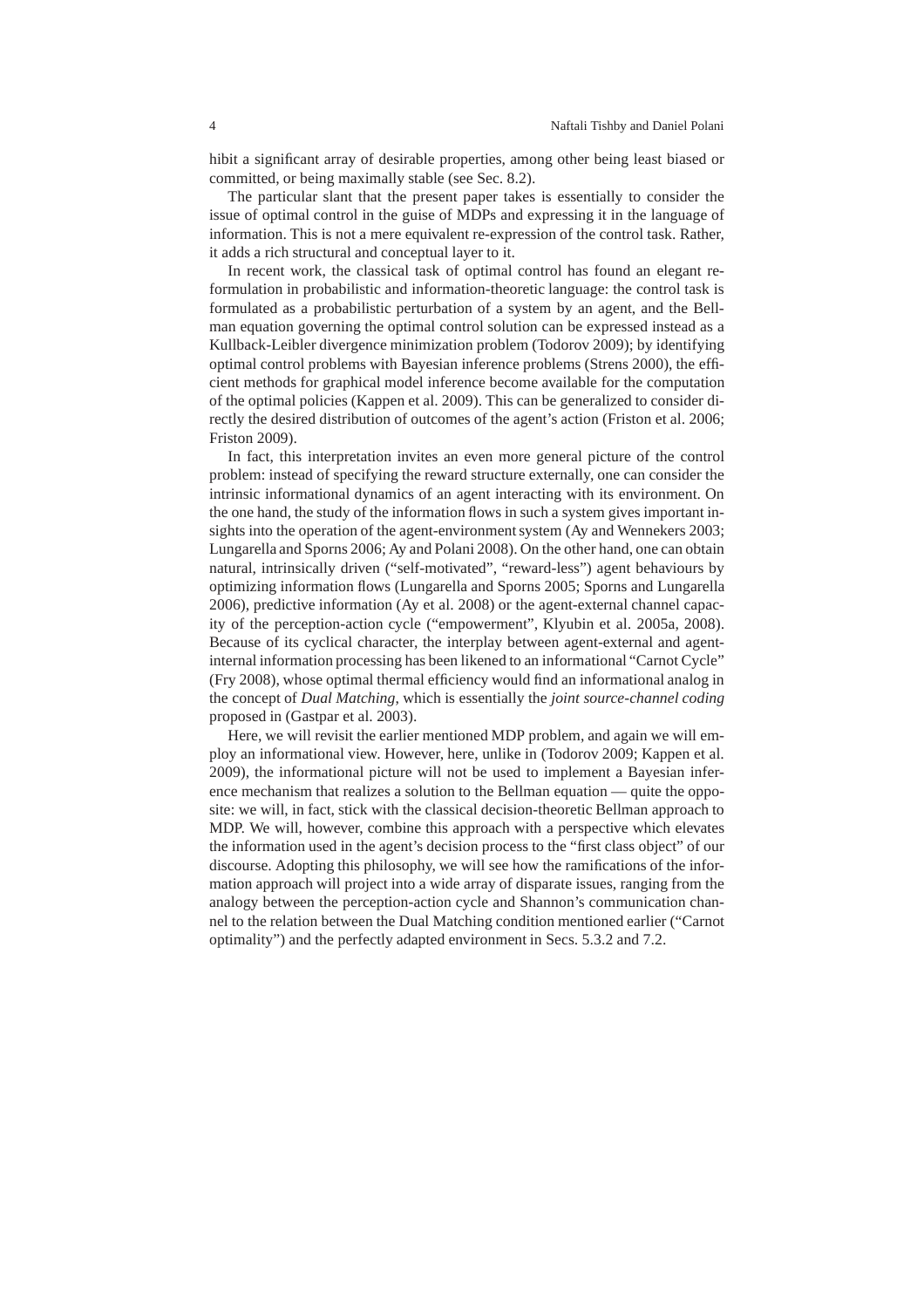hibit a significant array of desirable properties, among other being least biased or committed, or being maximally stable (see Sec. 8.2).

The particular slant that the present paper takes is essentially to consider the issue of optimal control in the guise of MDPs and expressing it in the language of information. This is not a mere equivalent re-expression of the control task. Rather, it adds a rich structural and conceptual layer to it.

In recent work, the classical task of optimal control has found an elegant reformulation in probabilistic and information-theoretic language: the control task is formulated as a probabilistic perturbation of a system by an agent, and the Bellman equation governing the optimal control solution can be expressed instead as a Kullback-Leibler divergence minimization problem (Todorov 2009); by identifying optimal control problems with Bayesian inference problems (Strens 2000), the efficient methods for graphical model inference become available for the computation of the optimal policies (Kappen et al. 2009). This can be generalized to consider directly the desired distribution of outcomes of the agent's action (Friston et al. 2006; Friston 2009).

In fact, this interpretation invites an even more general picture of the control problem: instead of specifying the reward structure externally, one can consider the intrinsic informational dynamics of an agent interacting with its environment. On the one hand, the study of the information flows in such a system gives important insights into the operation of the agent-environment system (Ay and Wennekers 2003; Lungarella and Sporns 2006; Ay and Polani 2008). On the other hand, one can obtain natural, intrinsically driven ("self-motivated", "reward-less") agent behaviours by optimizing information flows (Lungarella and Sporns 2005; Sporns and Lungarella 2006), predictive information (Ay et al. 2008) or the agent-external channel capacity of the perception-action cycle ("empowerment", Klyubin et al. 2005a, 2008). Because of its cyclical character, the interplay between agent-external and agent-internal information processing has been likened to an informational "Carnot Cycle" (Fry 2008), whose optimal thermal efficiency would find an informational analog in the concept of *Dual Matching*, which is essentially the *joint source-channel coding* proposed in (Gastpar et al. 2003).

Here, we will revisit the earlier mentioned MDP problem, and again we will employ an informational view. However, here, unlike in (Todorov 2009; Kappen et al. 2009), the informational picture will not be used to implement a Bayesian inference mechanism that realizes a solution to the Bellman equation — quite the opposite: we will, in fact, stick with the classical decision-theoretic Bellman approach to MDP. We will, however, combine this approach with a perspective which elevates the information used in the agent's decision process to the "first class object" of our discourse. Adopting this philosophy, we will see how the ramifications of the information approach will project into a wide array of disparate issues, ranging from the analogy between the perception-action cycle and Shannon's communication channel to the relation between the Dual Matching condition mentioned earlier ("Carnot optimality") and the perfectly adapted environment in Secs. 5.3.2 and 7.2.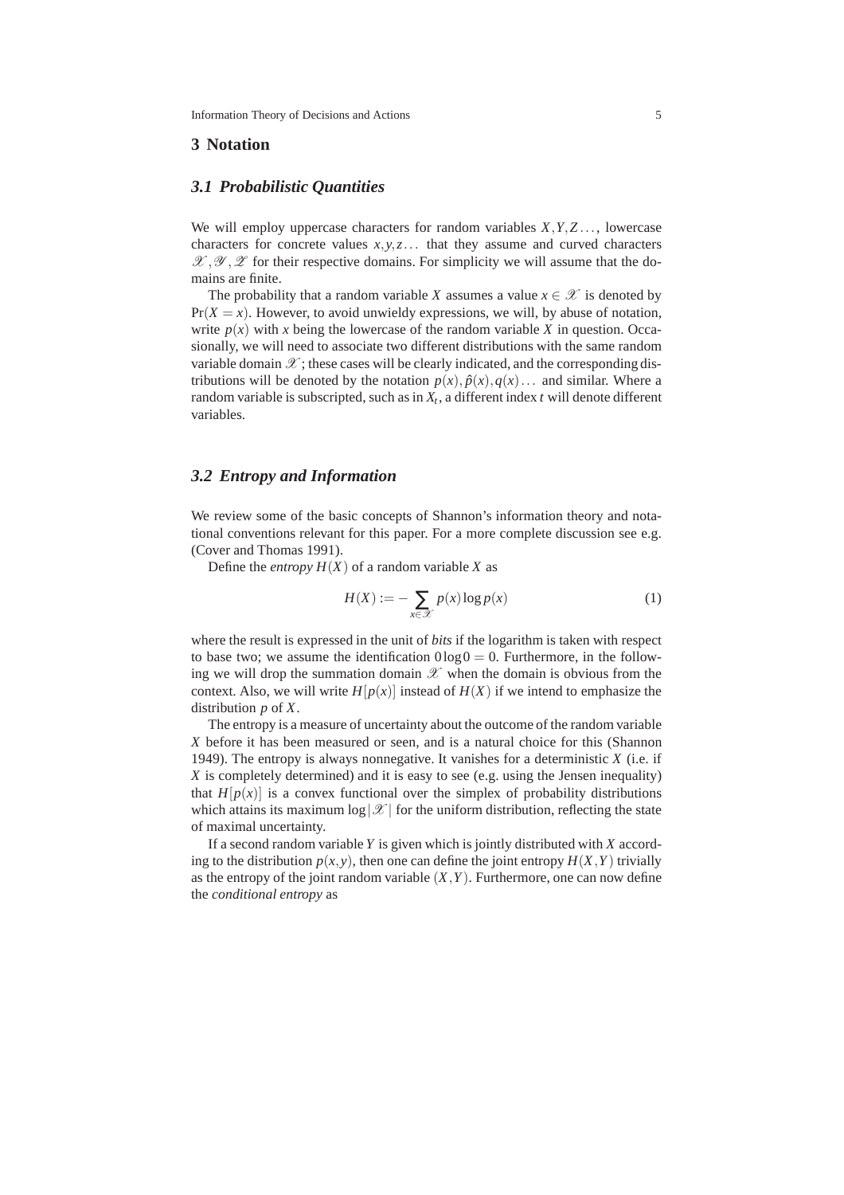## 3 Notation

### *3.1 Probabilistic Quantities*

We will employ uppercase characters for random variables $X, Y, Z \ldots$, lowercase characters for concrete values $x, y, z \ldots$ that they assume and curved characters $\mathscr{X}, \mathscr{Y}, \mathscr{Z}$ for their respective domains. For simplicity we will assume that the domains are finite.

The probability that a random variable $X$ assumes a value $x \in \mathscr{X}$ is denoted by $\Pr(X = x)$. However, to avoid unwieldy expressions, we will, by abuse of notation, write $p(x)$ with $x$ being the lowercase of the random variable $X$ in question. Occasionally, we will need to associate two different distributions with the same random variable domain $\mathscr{X}$; these cases will be clearly indicated, and the corresponding distributions will be denoted by the notation $p(x), \hat{p}(x), q(x) \ldots$ and similar. Where a random variable is subscripted, such as in $X_t$, a different index $t$ will denote different variables.

### *3.2 Entropy and Information*

We review some of the basic concepts of Shannon's information theory and notational conventions relevant for this paper. For a more complete discussion see e.g. (Cover and Thomas 1991).

Define the *entropy* $H(X)$ of a random variable $X$ as

$$H(X) := -\sum_{x \in \mathscr{X}} p(x) \log p(x) \tag{1}$$

where the result is expressed in the unit of *bits* if the logarithm is taken with respect to base two; we assume the identification $0 \log 0 = 0$. Furthermore, in the following we will drop the summation domain $\mathscr{X}$ when the domain is obvious from the context. Also, we will write $H[p(x)]$ instead of $H(X)$ if we intend to emphasize the distribution $p$ of $X$.

The entropy is a measure of uncertainty about the outcome of the random variable $X$ before it has been measured or seen, and is a natural choice for this (Shannon 1949). The entropy is always nonnegative. It vanishes for a deterministic $X$ (i.e. if $X$ is completely determined) and it is easy to see (e.g. using the Jensen inequality) that $H[p(x)]$ is a convex functional over the simplex of probability distributions which attains its maximum $\log |\mathscr{X}|$ for the uniform distribution, reflecting the state of maximal uncertainty.

If a second random variable $Y$ is given which is jointly distributed with $X$ according to the distribution $p(x, y)$, then one can define the joint entropy $H(X, Y)$ trivially as the entropy of the joint random variable $(X, Y)$. Furthermore, one can now define the *conditional entropy* as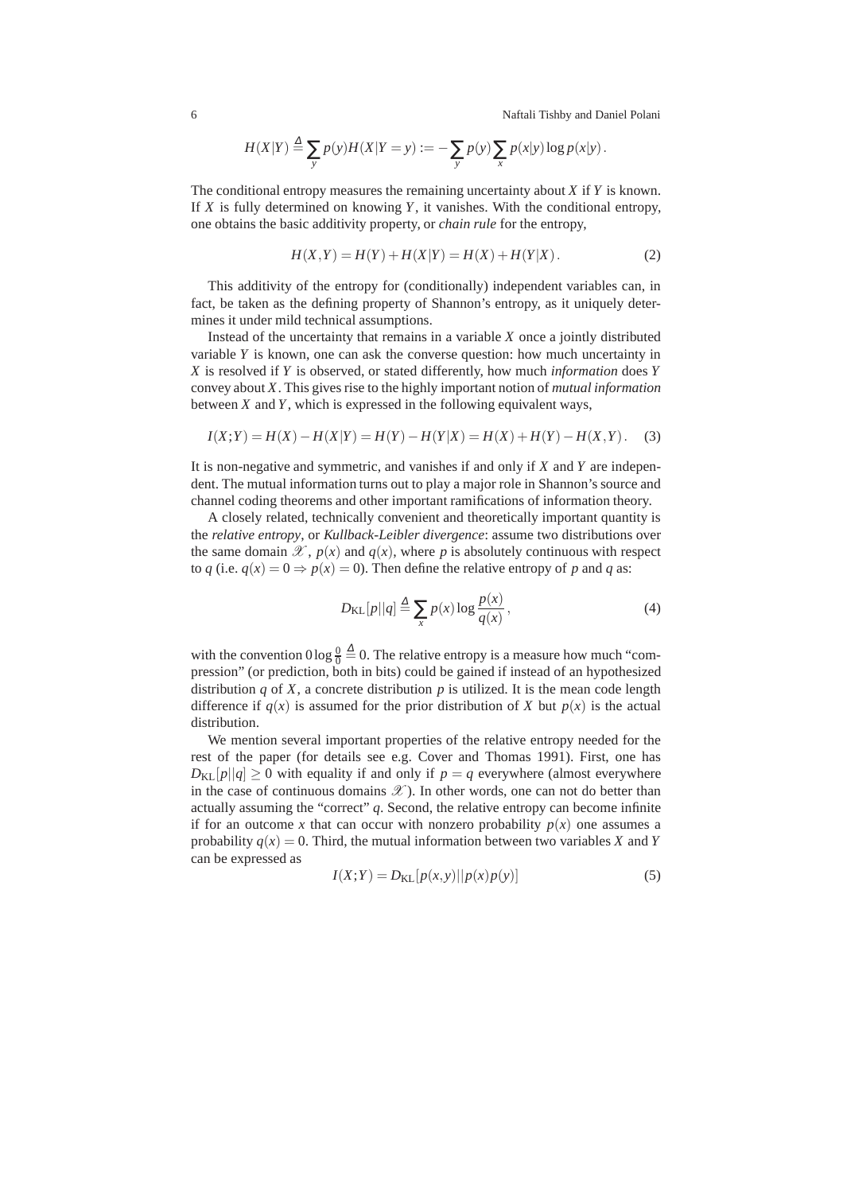$$H(X|Y) \stackrel{\Delta}{=} \sum_y p(y) H(X|Y=y) := -\sum_y p(y) \sum_x p(x|y) \log p(x|y) .$$

The conditional entropy measures the remaining uncertainty about $X$ if $Y$ is known. If $X$ is fully determined on knowing $Y$, it vanishes. With the conditional entropy, one obtains the basic additivity property, or *chain rule* for the entropy,

$$H(X,Y) = H(Y) + H(X|Y) = H(X) + H(Y|X) . \tag{2}$$

This additivity of the entropy for (conditionally) independent variables can, in fact, be taken as the defining property of Shannon's entropy, as it uniquely determines it under mild technical assumptions.

Instead of the uncertainty that remains in a variable $X$ once a jointly distributed variable $Y$ is known, one can ask the converse question: how much uncertainty in $X$ is resolved if $Y$ is observed, or stated differently, how much *information* does $Y$ convey about $X$. This gives rise to the highly important notion of *mutual information* between $X$ and $Y$, which is expressed in the following equivalent ways,

$$I(X;Y) = H(X) - H(X|Y) = H(Y) - H(Y|X) = H(X) + H(Y) - H(X,Y) . \tag{3}$$

It is non-negative and symmetric, and vanishes if and only if $X$ and $Y$ are independent. The mutual information turns out to play a major role in Shannon's source and channel coding theorems and other important ramifications of information theory.

A closely related, technically convenient and theoretically important quantity is the *relative entropy*, or *Kullback-Leibler divergence*: assume two distributions over the same domain $\mathscr{X}$, $p(x)$ and $q(x)$, where $p$ is absolutely continuous with respect to $q$ (i.e. $q(x) = 0 \Rightarrow p(x) = 0$). Then define the relative entropy of $p$ and $q$ as:

$$D_{\mathrm{KL}}[p||q] \stackrel{\Delta}{=} \sum_x p(x) \log \frac{p(x)}{q(x)} , \tag{4}$$

with the convention $0 \log \frac{0}{0} \stackrel{\Delta}{=} 0$. The relative entropy is a measure how much "compression" (or prediction, both in bits) could be gained if instead of an hypothesized distribution $q$ of $X$, a concrete distribution $p$ is utilized. It is the mean code length difference if $q(x)$ is assumed for the prior distribution of $X$ but $p(x)$ is the actual distribution.

We mention several important properties of the relative entropy needed for the rest of the paper (for details see e.g. Cover and Thomas 1991). First, one has $D_{\mathrm{KL}}[p||q] \geq 0$ with equality if and only if $p = q$ everywhere (almost everywhere in the case of continuous domains $\mathscr{X}$). In other words, one can not do better than actually assuming the "correct" $q$. Second, the relative entropy can become infinite if for an outcome $x$ that can occur with nonzero probability $p(x)$ one assumes a probability $q(x) = 0$. Third, the mutual information between two variables $X$ and $Y$ can be expressed as

$$I(X;Y) = D_{\mathrm{KL}}[p(x,y)||p(x)p(y)] \tag{5}$$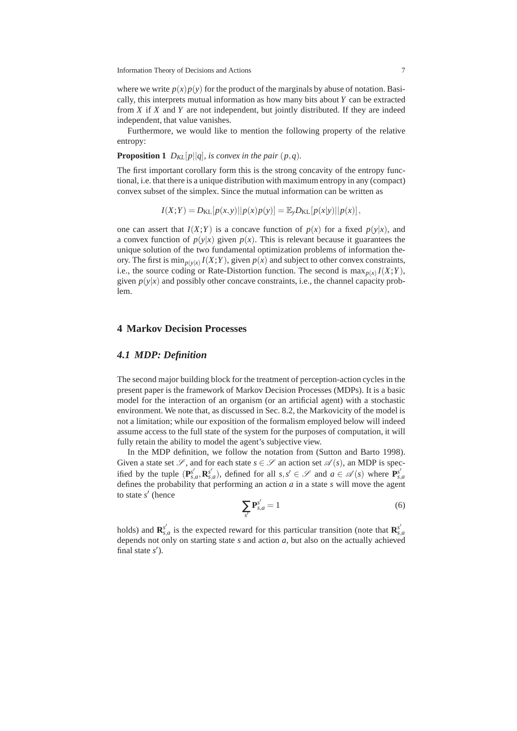where we write $p(x)p(y)$ for the product of the marginals by abuse of notation. Basically, this interprets mutual information as how many bits about $Y$ can be extracted from $X$ if $X$ and $Y$ are not independent, but jointly distributed. If they are indeed independent, that value vanishes.

Furthermore, we would like to mention the following property of the relative entropy:

**Proposition 1** *$D_{KL}[p||q]$, is convex in the pair $(p,q)$.*

The first important corollary form this is the strong concavity of the entropy functional, i.e. that there is a unique distribution with maximum entropy in any (compact) convex subset of the simplex. Since the mutual information can be written as

$$I(X;Y) = D_{\mathrm{KL}}[p(x,y)||p(x)p(y)] = \mathbb{E}_y D_{\mathrm{KL}}[p(x|y)||p(x)]\,,$$

one can assert that $I(X;Y)$ is a concave function of $p(x)$ for a fixed $p(y|x)$, and a convex function of $p(y|x)$ given $p(x)$. This is relevant because it guarantees the unique solution of the two fundamental optimization problems of information theory. The first is $\min_{p(y|x)} I(X;Y)$, given $p(x)$ and subject to other convex constraints, i.e., the source coding or Rate-Distortion function. The second is $\max_{p(x)} I(X;Y)$, given $p(y|x)$ and possibly other concave constraints, i.e., the channel capacity problem.

# 4 Markov Decision Processes

## 4.1 MDP: Definition

The second major building block for the treatment of perception-action cycles in the present paper is the framework of Markov Decision Processes (MDPs). It is a basic model for the interaction of an organism (or an artificial agent) with a stochastic environment. We note that, as discussed in Sec. 8.2, the Markovicity of the model is not a limitation; while our exposition of the formalism employed below will indeed assume access to the full state of the system for the purposes of computation, it will fully retain the ability to model the agent's subjective view.

In the MDP definition, we follow the notation from (Sutton and Barto 1998). Given a state set $\mathscr{S}$, and for each state $s \in \mathscr{S}$ an action set $\mathscr{A}(s)$, an MDP is specified by the tuple $(\mathbf{P}^{s'}_{s,a}, \mathbf{R}^{s'}_{s,a})$, defined for all $s, s' \in \mathscr{S}$ and $a \in \mathscr{A}(s)$ where $\mathbf{P}^{s'}_{s,a}$ defines the probability that performing an action $a$ in a state $s$ will move the agent to state $s'$ (hence

$$\sum_{s'} \mathbf{P}^{s'}_{s,a} = 1 \tag{6}$$

holds) and $\mathbf{R}^{s'}_{s,a}$ is the expected reward for this particular transition (note that $\mathbf{R}^{s'}_{s,a}$ depends not only on starting state $s$ and action $a$, but also on the actually achieved final state $s'$).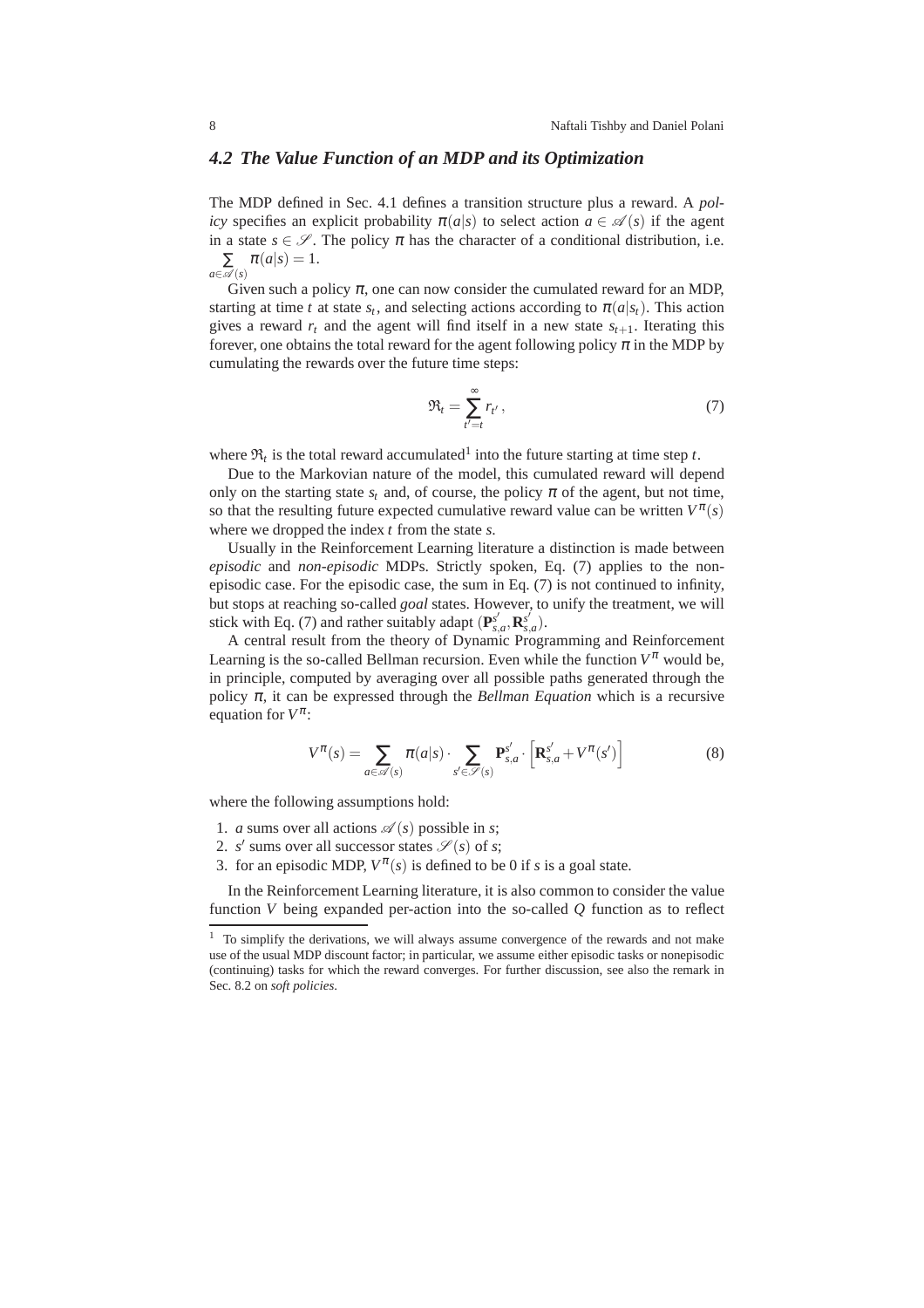### 4.2 The Value Function of an MDP and its Optimization

The MDP defined in Sec. 4.1 defines a transition structure plus a reward. A *policy* specifies an explicit probability $\pi(a|s)$ to select action $a \in \mathscr{A}(s)$ if the agent in a state $s \in \mathscr{S}$. The policy $\pi$ has the character of a conditional distribution, i.e. $\sum_{a \in \mathscr{A}(s)} \pi(a|s) = 1$.

Given such a policy $\pi$, one can now consider the cumulated reward for an MDP, starting at time $t$ at state $s_t$, and selecting actions according to $\pi(a|s_t)$. This action gives a reward $r_t$ and the agent will find itself in a new state $s_{t+1}$. Iterating this forever, one obtains the total reward for the agent following policy $\pi$ in the MDP by cumulating the rewards over the future time steps:

$$\mathfrak{R}_t = \sum_{t'=t}^{\infty} r_{t'}\,, \tag{7}$$

where $\mathfrak{R}_t$ is the total reward accumulated[1] into the future starting at time step $t$.

Due to the Markovian nature of the model, this cumulated reward will depend only on the starting state $s_t$ and, of course, the policy $\pi$ of the agent, but not time, so that the resulting future expected cumulative reward value can be written $V^{\pi}(s)$ where we dropped the index $t$ from the state $s$.

Usually in the Reinforcement Learning literature a distinction is made between *episodic* and *non-episodic* MDPs. Strictly spoken, Eq. (7) applies to the non-episodic case. For the episodic case, the sum in Eq. (7) is not continued to infinity, but stops at reaching so-called *goal* states. However, to unify the treatment, we will stick with Eq. (7) and rather suitably adapt $(\mathbf{P}^{s'}_{s,a}, \mathbf{R}^{s'}_{s,a})$.

A central result from the theory of Dynamic Programming and Reinforcement Learning is the so-called Bellman recursion. Even while the function $V^{\pi}$ would be, in principle, computed by averaging over all possible paths generated through the policy $\pi$, it can be expressed through the *Bellman Equation* which is a recursive equation for $V^{\pi}$:

$$V^{\pi}(s) = \sum_{a \in \mathscr{A}(s)} \pi(a|s) \cdot \sum_{s' \in \mathscr{S}(s)} \mathbf{P}^{s'}_{s,a} \cdot \left[\mathbf{R}^{s'}_{s,a} + V^{\pi}(s')\right] \tag{8}$$

where the following assumptions hold:

1. $a$ sums over all actions $\mathscr{A}(s)$ possible in $s$;
2. $s'$ sums over all successor states $\mathscr{S}(s)$ of $s$;
3. for an episodic MDP, $V^{\pi}(s)$ is defined to be 0 if $s$ is a goal state.

In the Reinforcement Learning literature, it is also common to consider the value function $V$ being expanded per-action into the so-called $Q$ function as to reflect

[1] To simplify the derivations, we will always assume convergence of the rewards and not make use of the usual MDP discount factor; in particular, we assume either episodic tasks or nonepisodic (continuing) tasks for which the reward converges. For further discussion, see also the remark in Sec. 8.2 on *soft policies*.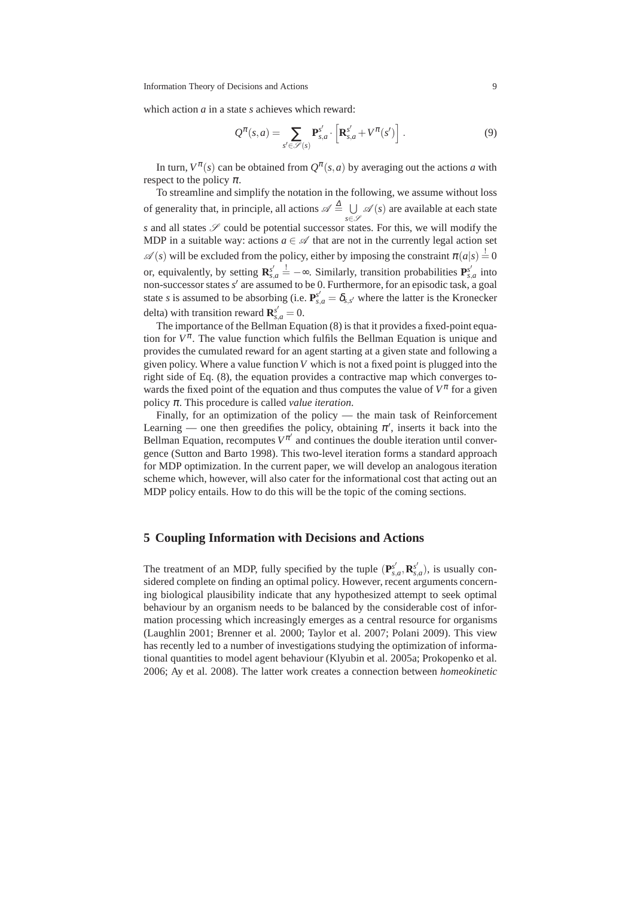which action $a$ in a state $s$ achieves which reward:

$$Q^{\pi}(s,a) = \sum_{s' \in \mathscr{S}(s)} \mathbf{P}_{s,a}^{s'} \cdot \left[ \mathbf{R}_{s,a}^{s'} + V^{\pi}(s') \right] . \tag{9}$$

In turn, $V^{\pi}(s)$ can be obtained from $Q^{\pi}(s,a)$ by averaging out the actions $a$ with respect to the policy $\pi$.

To streamline and simplify the notation in the following, we assume without loss of generality that, in principle, all actions $\mathscr{A} \stackrel{\Delta}{=} \bigcup_{s \in \mathscr{S}} \mathscr{A}(s)$ are available at each state $s$ and all states $\mathscr{S}$ could be potential successor states. For this, we will modify the MDP in a suitable way: actions $a \in \mathscr{A}$ that are not in the currently legal action set $\mathscr{A}(s)$ will be excluded from the policy, either by imposing the constraint $\pi(a|s) \stackrel{!}{=} 0$ or, equivalently, by setting $\mathbf{R}_{s,a}^{s'} \stackrel{!}{=} -\infty$. Similarly, transition probabilities $\mathbf{P}_{s,a}^{s'}$ into non-successor states $s'$ are assumed to be 0. Furthermore, for an episodic task, a goal state $s$ is assumed to be absorbing (i.e. $\mathbf{P}_{s,a}^{s'} = \delta_{s,s'}$ where the latter is the Kronecker delta) with transition reward $\mathbf{R}_{s,a}^{s'} = 0$.

The importance of the Bellman Equation (8) is that it provides a fixed-point equation for $V^{\pi}$. The value function which fulfils the Bellman Equation is unique and provides the cumulated reward for an agent starting at a given state and following a given policy. Where a value function $V$ which is not a fixed point is plugged into the right side of Eq. (8), the equation provides a contractive map which converges towards the fixed point of the equation and thus computes the value of $V^{\pi}$ for a given policy $\pi$. This procedure is called *value iteration*.

Finally, for an optimization of the policy — the main task of Reinforcement Learning — one then greedifies the policy, obtaining $\pi'$, inserts it back into the Bellman Equation, recomputes $V^{\pi'}$ and continues the double iteration until convergence (Sutton and Barto 1998). This two-level iteration forms a standard approach for MDP optimization. In the current paper, we will develop an analogous iteration scheme which, however, will also cater for the informational cost that acting out an MDP policy entails. How to do this will be the topic of the coming sections.

## 5 Coupling Information with Decisions and Actions

The treatment of an MDP, fully specified by the tuple $(\mathbf{P}_{s,a}^{s'}, \mathbf{R}_{s,a}^{s'})$, is usually considered complete on finding an optimal policy. However, recent arguments concerning biological plausibility indicate that any hypothesized attempt to seek optimal behaviour by an organism needs to be balanced by the considerable cost of information processing which increasingly emerges as a central resource for organisms (Laughlin 2001; Brenner et al. 2000; Taylor et al. 2007; Polani 2009). This view has recently led to a number of investigations studying the optimization of informational quantities to model agent behaviour (Klyubin et al. 2005a; Prokopenko et al. 2006; Ay et al. 2008). The latter work creates a connection between *homeokinetic*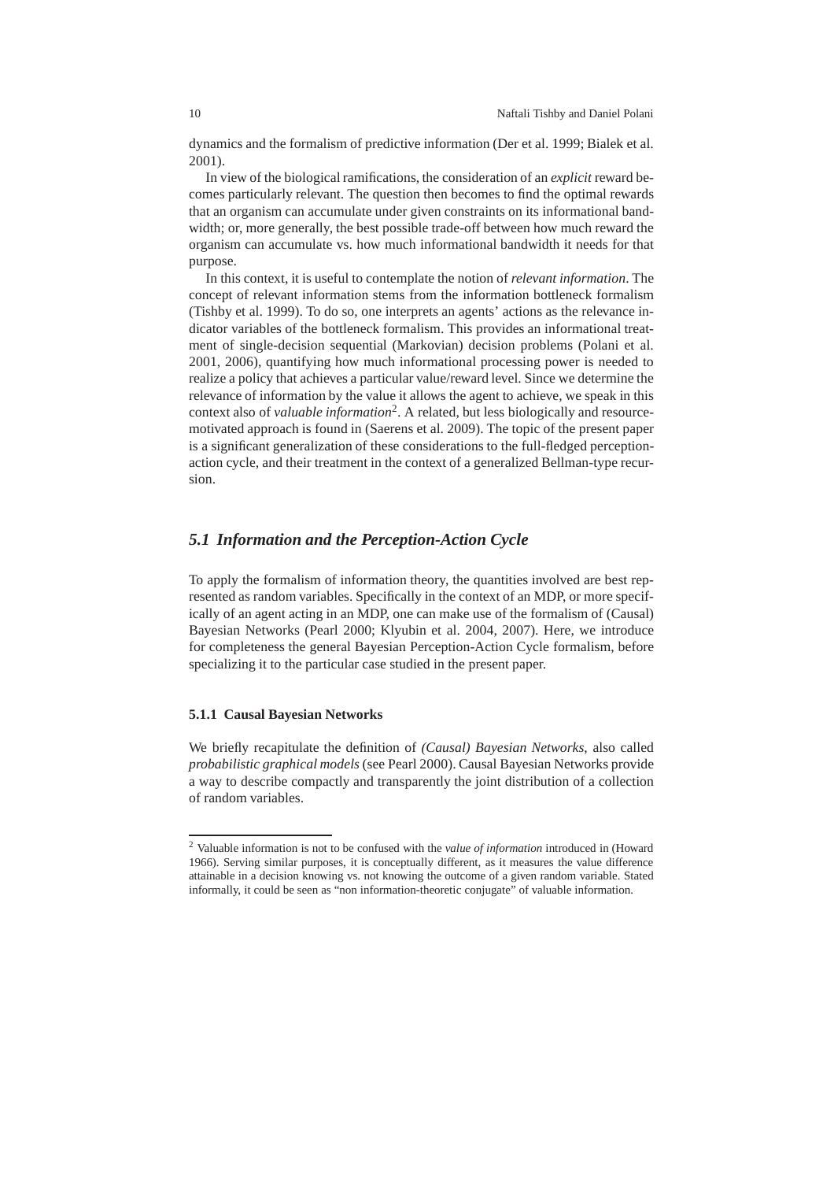dynamics and the formalism of predictive information (Der et al. 1999; Bialek et al. 2001).

In view of the biological ramifications, the consideration of an *explicit* reward becomes particularly relevant. The question then becomes to find the optimal rewards that an organism can accumulate under given constraints on its informational bandwidth; or, more generally, the best possible trade-off between how much reward the organism can accumulate vs. how much informational bandwidth it needs for that purpose.

In this context, it is useful to contemplate the notion of *relevant information*. The concept of relevant information stems from the information bottleneck formalism (Tishby et al. 1999). To do so, one interprets an agents' actions as the relevance indicator variables of the bottleneck formalism. This provides an informational treatment of single-decision sequential (Markovian) decision problems (Polani et al. 2001, 2006), quantifying how much informational processing power is needed to realize a policy that achieves a particular value/reward level. Since we determine the relevance of information by the value it allows the agent to achieve, we speak in this context also of *valuable information*[2]. A related, but less biologically and resource-motivated approach is found in (Saerens et al. 2009). The topic of the present paper is a significant generalization of these considerations to the full-fledged perception-action cycle, and their treatment in the context of a generalized Bellman-type recursion.

## *5.1 Information and the Perception-Action Cycle*

To apply the formalism of information theory, the quantities involved are best represented as random variables. Specifically in the context of an MDP, or more specifically of an agent acting in an MDP, one can make use of the formalism of (Causal) Bayesian Networks (Pearl 2000; Klyubin et al. 2004, 2007). Here, we introduce for completeness the general Bayesian Perception-Action Cycle formalism, before specializing it to the particular case studied in the present paper.

### **5.1.1 Causal Bayesian Networks**

We briefly recapitulate the definition of *(Causal) Bayesian Networks*, also called *probabilistic graphical models* (see Pearl 2000). Causal Bayesian Networks provide a way to describe compactly and transparently the joint distribution of a collection of random variables.

[2] Valuable information is not to be confused with the *value of information* introduced in (Howard 1966). Serving similar purposes, it is conceptually different, as it measures the value difference attainable in a decision knowing vs. not knowing the outcome of a given random variable. Stated informally, it could be seen as "non information-theoretic conjugate" of valuable information.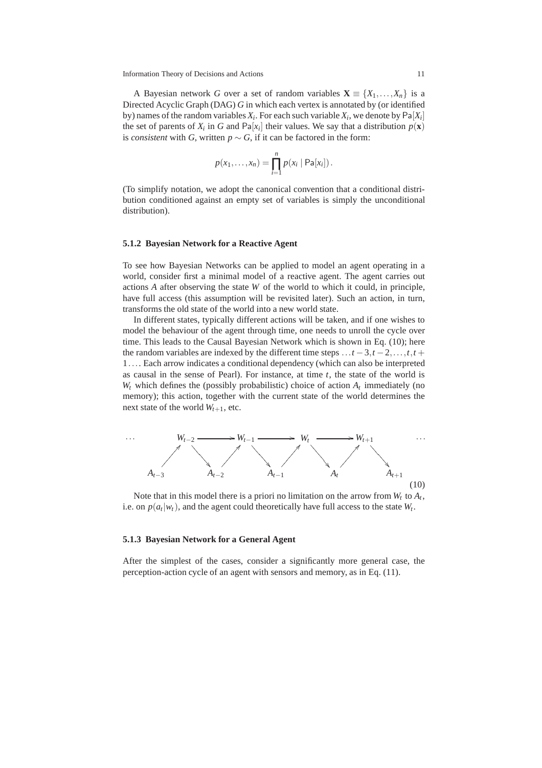A Bayesian network $G$ over a set of random variables $\mathbf{X} \equiv \{X_1, \ldots, X_n\}$ is a Directed Acyclic Graph (DAG) $G$ in which each vertex is annotated by (or identified by) names of the random variables $X_i$. For each such variable $X_i$, we denote by $\mathsf{Pa}[X_i]$ the set of parents of $X_i$ in $G$ and $\mathsf{Pa}[x_i]$ their values. We say that a distribution $p(\mathbf{x})$ is *consistent* with $G$, written $p \sim G$, if it can be factored in the form:

$$p(x_1, \ldots, x_n) = \prod_{i=1}^{n} p(x_i \mid \mathsf{Pa}[x_i]) .$$

(To simplify notation, we adopt the canonical convention that a conditional distribution conditioned against an empty set of variables is simply the unconditional distribution).

### 5.1.2 Bayesian Network for a Reactive Agent

To see how Bayesian Networks can be applied to model an agent operating in a world, consider first a minimal model of a reactive agent. The agent carries out actions $A$ after observing the state $W$ of the world to which it could, in principle, have full access (this assumption will be revisited later). Such an action, in turn, transforms the old state of the world into a new world state.

In different states, typically different actions will be taken, and if one wishes to model the behaviour of the agent through time, one needs to unroll the cycle over time. This leads to the Causal Bayesian Network which is shown in Eq. (10); here the random variables are indexed by the different time steps $\ldots t-3, t-2, \ldots, t, t+1 \ldots$. Each arrow indicates a conditional dependency (which can also be interpreted as causal in the sense of Pearl). For instance, at time $t$, the state of the world is $W_t$ which defines the (possibly probabilistic) choice of action $A_t$ immediately (no memory); this action, together with the current state of the world determines the next state of the world $W_{t+1}$, etc.

$$\begin{array}{ccccccccccc}
\cdots & & W_{t-2} & \longrightarrow & W_{t-1} & \longrightarrow & W_t & \longrightarrow & W_{t+1} & & \cdots \\
& \nearrow & & \searrow\ \nearrow & & \searrow\ \nearrow & & \searrow\ \nearrow & & \searrow & \\
A_{t-3} & & & A_{t-2} & & A_{t-1} & & A_t & & A_{t+1} &
\end{array} \tag{10}$$

Note that in this model there is a priori no limitation on the arrow from $W_t$ to $A_t$, i.e. on $p(a_t|w_t)$, and the agent could theoretically have full access to the state $W_t$.

### 5.1.3 Bayesian Network for a General Agent

After the simplest of the cases, consider a significantly more general case, the perception-action cycle of an agent with sensors and memory, as in Eq. (11).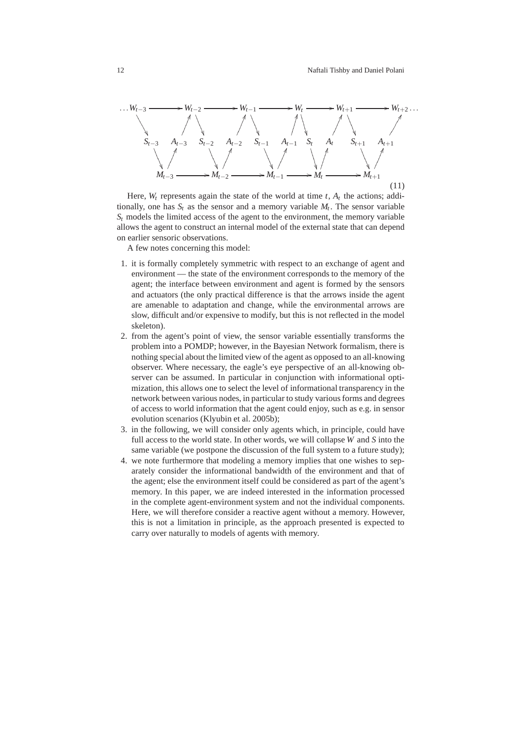$$\ldots W_{t-3} \longrightarrow W_{t-2} \longrightarrow W_{t-1} \longrightarrow W_t \longrightarrow W_{t+1} \longrightarrow W_{t+2} \ldots$$

$$S_{t-3} \quad A_{t-3} \quad S_{t-2} \quad A_{t-2} \quad S_{t-1} \quad A_{t-1} \quad S_t \quad A_t \quad S_{t+1} \quad A_{t+1}$$

$$M_{t-3} \longrightarrow M_{t-2} \longrightarrow M_{t-1} \longrightarrow M_t \longrightarrow M_{t+1} \tag{11}$$

Here, $W_t$ represents again the state of the world at time $t$, $A_t$ the actions; additionally, one has $S_t$ as the sensor and a memory variable $M_t$. The sensor variable $S_t$ models the limited access of the agent to the environment, the memory variable allows the agent to construct an internal model of the external state that can depend on earlier sensoric observations.

A few notes concerning this model:

1. it is formally completely symmetric with respect to an exchange of agent and environment — the state of the environment corresponds to the memory of the agent; the interface between environment and agent is formed by the sensors and actuators (the only practical difference is that the arrows inside the agent are amenable to adaptation and change, while the environmental arrows are slow, difficult and/or expensive to modify, but this is not reflected in the model skeleton).
2. from the agent's point of view, the sensor variable essentially transforms the problem into a POMDP; however, in the Bayesian Network formalism, there is nothing special about the limited view of the agent as opposed to an all-knowing observer. Where necessary, the eagle's eye perspective of an all-knowing observer can be assumed. In particular in conjunction with informational optimization, this allows one to select the level of informational transparency in the network between various nodes, in particular to study various forms and degrees of access to world information that the agent could enjoy, such as e.g. in sensor evolution scenarios (Klyubin et al. 2005b);
3. in the following, we will consider only agents which, in principle, could have full access to the world state. In other words, we will collapse $W$ and $S$ into the same variable (we postpone the discussion of the full system to a future study);
4. we note furthermore that modeling a memory implies that one wishes to separately consider the informational bandwidth of the environment and that of the agent; else the environment itself could be considered as part of the agent's memory. In this paper, we are indeed interested in the information processed in the complete agent-environment system and not the individual components. Here, we will therefore consider a reactive agent without a memory. However, this is not a limitation in principle, as the approach presented is expected to carry over naturally to models of agents with memory.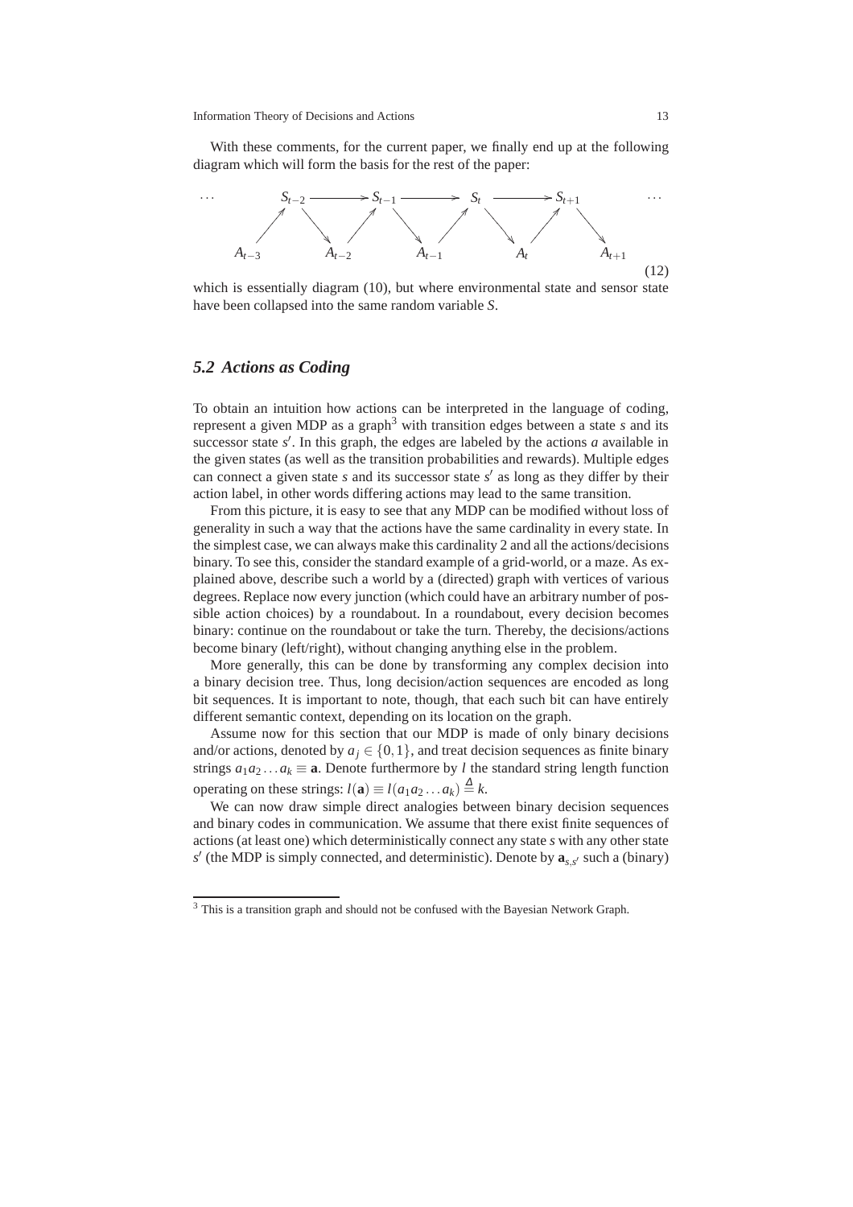With these comments, for the current paper, we finally end up at the following diagram which will form the basis for the rest of the paper:

$$
\begin{array}{ccccccccccc}
\cdots & & S_{t-2} & \longrightarrow & S_{t-1} & \longrightarrow & S_t & \longrightarrow & S_{t+1} & & \cdots \\
& \nearrow & & \searrow \;\; \nearrow & & \searrow \;\; \nearrow & & \searrow \;\; \nearrow & & \searrow & \\
A_{t-3} & & & A_{t-2} & & A_{t-1} & & A_t & & A_{t+1} &
\end{array}
\tag{12}
$$

which is essentially diagram (10), but where environmental state and sensor state have been collapsed into the same random variable $S$.

## 5.2 Actions as Coding

To obtain an intuition how actions can be interpreted in the language of coding, represent a given MDP as a graph[3] with transition edges between a state $s$ and its successor state $s'$. In this graph, the edges are labeled by the actions $a$ available in the given states (as well as the transition probabilities and rewards). Multiple edges can connect a given state $s$ and its successor state $s'$ as long as they differ by their action label, in other words differing actions may lead to the same transition.

From this picture, it is easy to see that any MDP can be modified without loss of generality in such a way that the actions have the same cardinality in every state. In the simplest case, we can always make this cardinality 2 and all the actions/decisions binary. To see this, consider the standard example of a grid-world, or a maze. As explained above, describe such a world by a (directed) graph with vertices of various degrees. Replace now every junction (which could have an arbitrary number of possible action choices) by a roundabout. In a roundabout, every decision becomes binary: continue on the roundabout or take the turn. Thereby, the decisions/actions become binary (left/right), without changing anything else in the problem.

More generally, this can be done by transforming any complex decision into a binary decision tree. Thus, long decision/action sequences are encoded as long bit sequences. It is important to note, though, that each such bit can have entirely different semantic context, depending on its location on the graph.

Assume now for this section that our MDP is made of only binary decisions and/or actions, denoted by $a_j \in \{0,1\}$, and treat decision sequences as finite binary strings $a_1 a_2 \dots a_k \equiv \mathbf{a}$. Denote furthermore by $l$ the standard string length function operating on these strings: $l(\mathbf{a}) \equiv l(a_1 a_2 \dots a_k) \stackrel{\Delta}{=} k$.

We can now draw simple direct analogies between binary decision sequences and binary codes in communication. We assume that there exist finite sequences of actions (at least one) which deterministically connect any state $s$ with any other state $s'$ (the MDP is simply connected, and deterministic). Denote by $\mathbf{a}_{s,s'}$ such a (binary)

[3] This is a transition graph and should not be confused with the Bayesian Network Graph.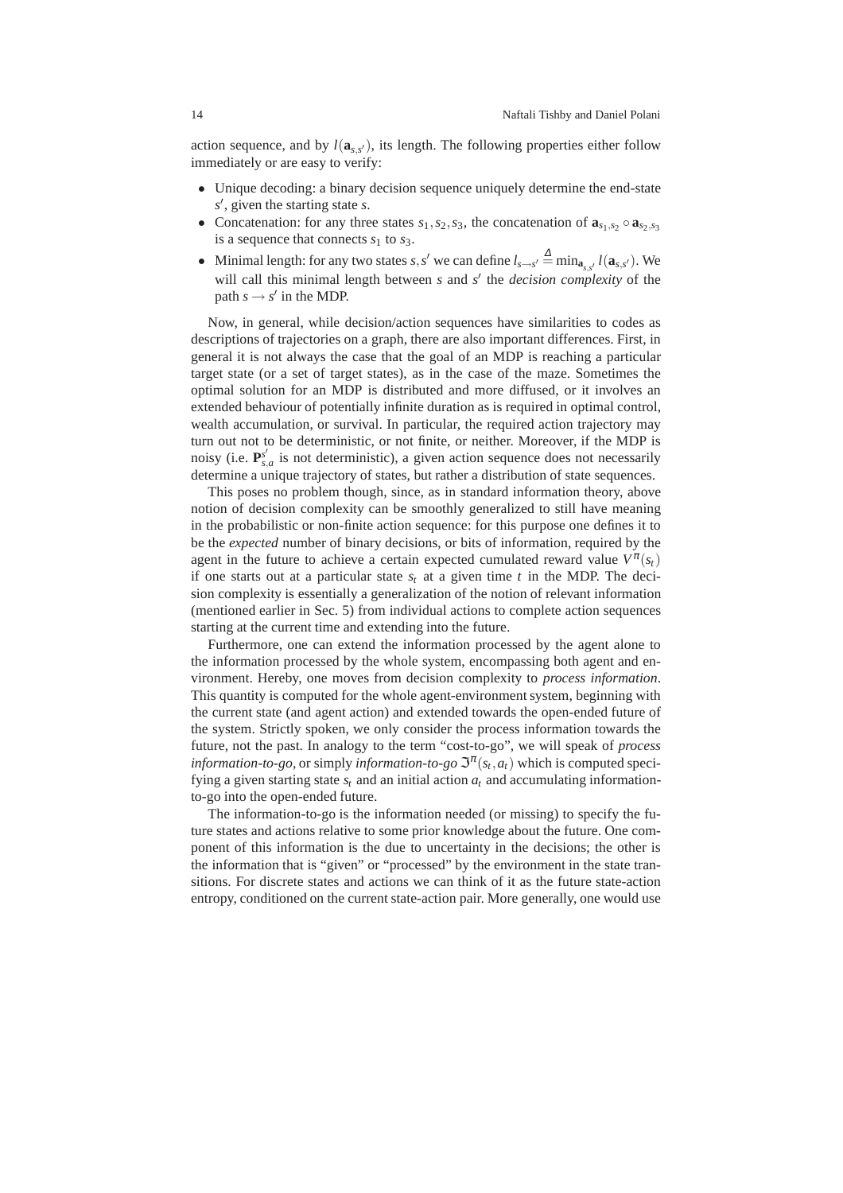action sequence, and by $l(\mathbf{a}_{s,s'})$, its length. The following properties either follow immediately or are easy to verify:

- Unique decoding: a binary decision sequence uniquely determine the end-state $s'$, given the starting state $s$.
- Concatenation: for any three states $s_1, s_2, s_3$, the concatenation of $\mathbf{a}_{s_1,s_2} \circ \mathbf{a}_{s_2,s_3}$ is a sequence that connects $s_1$ to $s_3$.
- Minimal length: for any two states $s, s'$ we can define $l_{s \to s'} \stackrel{\Delta}{=} \min_{\mathbf{a}_{s,s'}} l(\mathbf{a}_{s,s'})$. We will call this minimal length between $s$ and $s'$ the *decision complexity* of the path $s \to s'$ in the MDP.

Now, in general, while decision/action sequences have similarities to codes as descriptions of trajectories on a graph, there are also important differences. First, in general it is not always the case that the goal of an MDP is reaching a particular target state (or a set of target states), as in the case of the maze. Sometimes the optimal solution for an MDP is distributed and more diffused, or it involves an extended behaviour of potentially infinite duration as is required in optimal control, wealth accumulation, or survival. In particular, the required action trajectory may turn out not to be deterministic, or not finite, or neither. Moreover, if the MDP is noisy (i.e. $\mathbf{P}^{s'}_{s,a}$ is not deterministic), a given action sequence does not necessarily determine a unique trajectory of states, but rather a distribution of state sequences.

This poses no problem though, since, as in standard information theory, above notion of decision complexity can be smoothly generalized to still have meaning in the probabilistic or non-finite action sequence: for this purpose one defines it to be the *expected* number of binary decisions, or bits of information, required by the agent in the future to achieve a certain expected cumulated reward value $V^{\pi}(s_t)$ if one starts out at a particular state $s_t$ at a given time $t$ in the MDP. The decision complexity is essentially a generalization of the notion of relevant information (mentioned earlier in Sec. 5) from individual actions to complete action sequences starting at the current time and extending into the future.

Furthermore, one can extend the information processed by the agent alone to the information processed by the whole system, encompassing both agent and environment. Hereby, one moves from decision complexity to *process information*. This quantity is computed for the whole agent-environment system, beginning with the current state (and agent action) and extended towards the open-ended future of the system. Strictly spoken, we only consider the process information towards the future, not the past. In analogy to the term "cost-to-go", we will speak of *process information-to-go*, or simply *information-to-go* $\mathfrak{I}^{\pi}(s_t, a_t)$ which is computed specifying a given starting state $s_t$ and an initial action $a_t$ and accumulating information-to-go into the open-ended future.

The information-to-go is the information needed (or missing) to specify the future states and actions relative to some prior knowledge about the future. One component of this information is the due to uncertainty in the decisions; the other is the information that is "given" or "processed" by the environment in the state transitions. For discrete states and actions we can think of it as the future state-action entropy, conditioned on the current state-action pair. More generally, one would use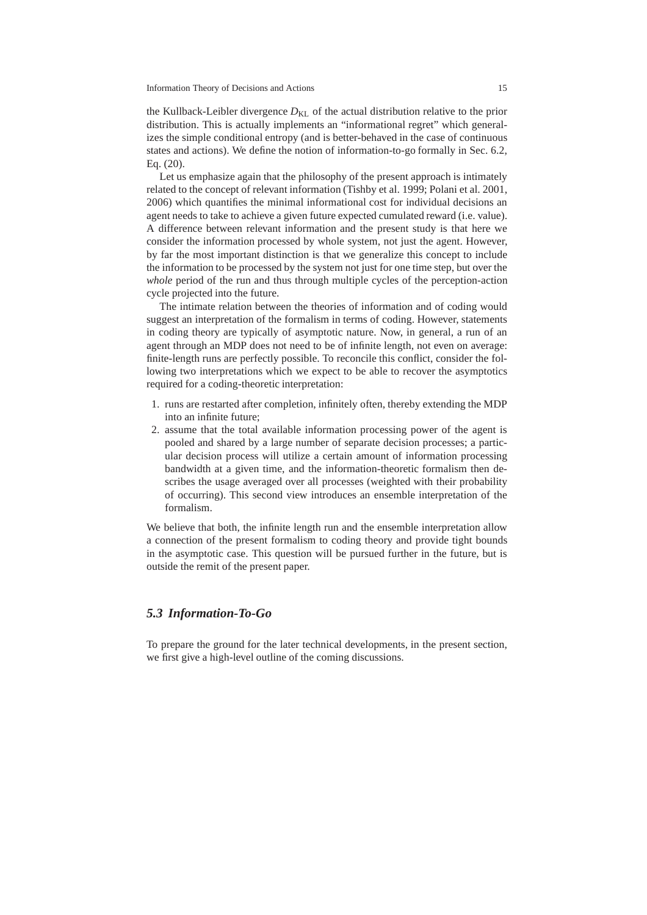the Kullback-Leibler divergence $D_{\mathrm{KL}}$ of the actual distribution relative to the prior distribution. This is actually implements an "informational regret" which generalizes the simple conditional entropy (and is better-behaved in the case of continuous states and actions). We define the notion of information-to-go formally in Sec. 6.2, Eq. (20).

Let us emphasize again that the philosophy of the present approach is intimately related to the concept of relevant information (Tishby et al. 1999; Polani et al. 2001, 2006) which quantifies the minimal informational cost for individual decisions an agent needs to take to achieve a given future expected cumulated reward (i.e. value). A difference between relevant information and the present study is that here we consider the information processed by whole system, not just the agent. However, by far the most important distinction is that we generalize this concept to include the information to be processed by the system not just for one time step, but over the *whole* period of the run and thus through multiple cycles of the perception-action cycle projected into the future.

The intimate relation between the theories of information and of coding would suggest an interpretation of the formalism in terms of coding. However, statements in coding theory are typically of asymptotic nature. Now, in general, a run of an agent through an MDP does not need to be of infinite length, not even on average: finite-length runs are perfectly possible. To reconcile this conflict, consider the following two interpretations which we expect to be able to recover the asymptotics required for a coding-theoretic interpretation:

1. runs are restarted after completion, infinitely often, thereby extending the MDP into an infinite future;
2. assume that the total available information processing power of the agent is pooled and shared by a large number of separate decision processes; a particular decision process will utilize a certain amount of information processing bandwidth at a given time, and the information-theoretic formalism then describes the usage averaged over all processes (weighted with their probability of occurring). This second view introduces an ensemble interpretation of the formalism.

We believe that both, the infinite length run and the ensemble interpretation allow a connection of the present formalism to coding theory and provide tight bounds in the asymptotic case. This question will be pursued further in the future, but is outside the remit of the present paper.

### *5.3 Information-To-Go*

To prepare the ground for the later technical developments, in the present section, we first give a high-level outline of the coming discussions.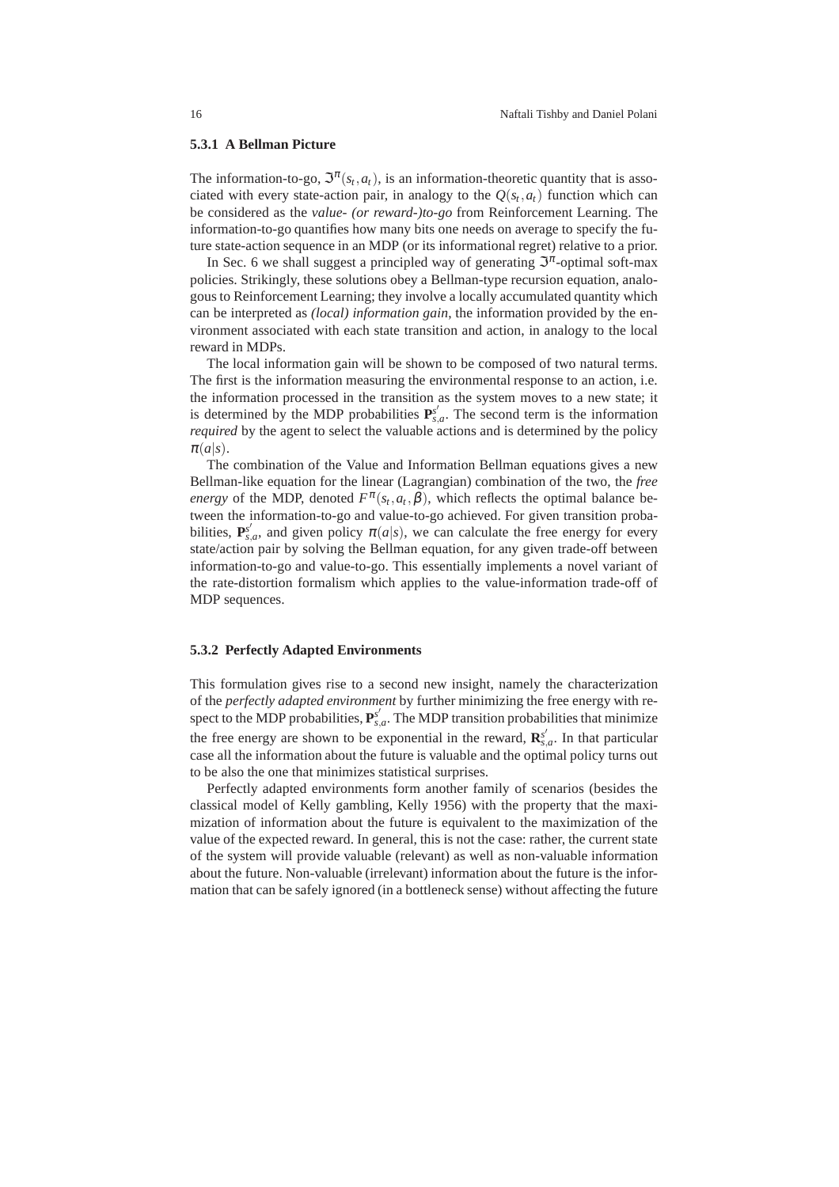#### 5.3.1 A Bellman Picture

The information-to-go, $\mathfrak{I}^{\pi}(s_t, a_t)$, is an information-theoretic quantity that is associated with every state-action pair, in analogy to the $Q(s_t, a_t)$ function which can be considered as the *value- (or reward-)to-go* from Reinforcement Learning. The information-to-go quantifies how many bits one needs on average to specify the future state-action sequence in an MDP (or its informational regret) relative to a prior.

In Sec. 6 we shall suggest a principled way of generating $\mathfrak{I}^{\pi}$-optimal soft-max policies. Strikingly, these solutions obey a Bellman-type recursion equation, analogous to Reinforcement Learning; they involve a locally accumulated quantity which can be interpreted as *(local) information gain*, the information provided by the environment associated with each state transition and action, in analogy to the local reward in MDPs.

The local information gain will be shown to be composed of two natural terms. The first is the information measuring the environmental response to an action, i.e. the information processed in the transition as the system moves to a new state; it is determined by the MDP probabilities $\mathbf{P}^{s'}_{s,a}$. The second term is the information *required* by the agent to select the valuable actions and is determined by the policy $\pi(a|s)$.

The combination of the Value and Information Bellman equations gives a new Bellman-like equation for the linear (Lagrangian) combination of the two, the *free energy* of the MDP, denoted $F^{\pi}(s_t, a_t, \beta)$, which reflects the optimal balance between the information-to-go and value-to-go achieved. For given transition probabilities, $\mathbf{P}^{s'}_{s,a}$, and given policy $\pi(a|s)$, we can calculate the free energy for every state/action pair by solving the Bellman equation, for any given trade-off between information-to-go and value-to-go. This essentially implements a novel variant of the rate-distortion formalism which applies to the value-information trade-off of MDP sequences.

#### 5.3.2 Perfectly Adapted Environments

This formulation gives rise to a second new insight, namely the characterization of the *perfectly adapted environment* by further minimizing the free energy with respect to the MDP probabilities, $\mathbf{P}^{s'}_{s,a}$. The MDP transition probabilities that minimize the free energy are shown to be exponential in the reward, $\mathbf{R}^{s'}_{s,a}$. In that particular case all the information about the future is valuable and the optimal policy turns out to be also the one that minimizes statistical surprises.

Perfectly adapted environments form another family of scenarios (besides the classical model of Kelly gambling, Kelly 1956) with the property that the maximization of information about the future is equivalent to the maximization of the value of the expected reward. In general, this is not the case: rather, the current state of the system will provide valuable (relevant) as well as non-valuable information about the future. Non-valuable (irrelevant) information about the future is the information that can be safely ignored (in a bottleneck sense) without affecting the future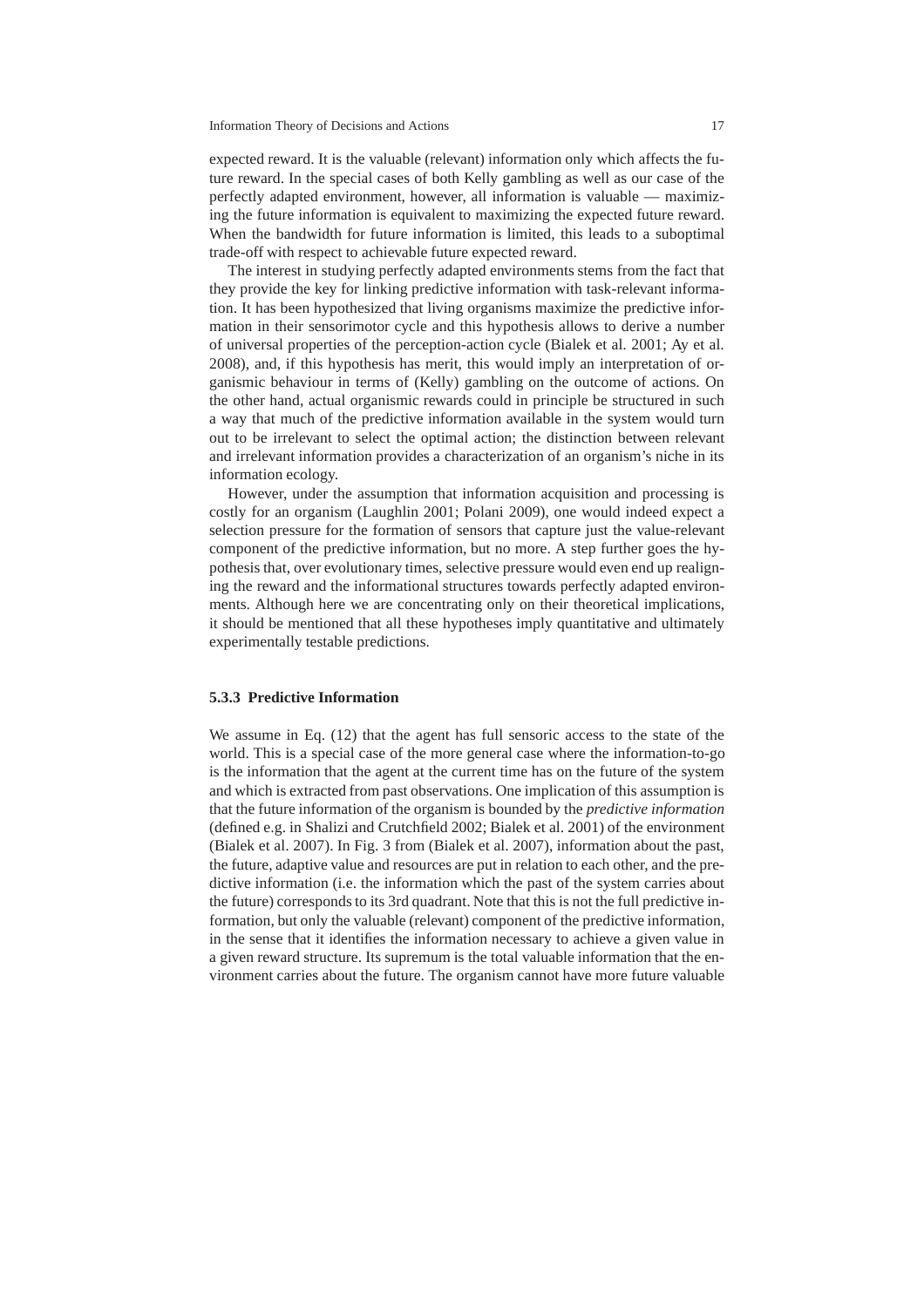expected reward. It is the valuable (relevant) information only which affects the future reward. In the special cases of both Kelly gambling as well as our case of the perfectly adapted environment, however, all information is valuable — maximizing the future information is equivalent to maximizing the expected future reward. When the bandwidth for future information is limited, this leads to a suboptimal trade-off with respect to achievable future expected reward.

The interest in studying perfectly adapted environments stems from the fact that they provide the key for linking predictive information with task-relevant information. It has been hypothesized that living organisms maximize the predictive information in their sensorimotor cycle and this hypothesis allows to derive a number of universal properties of the perception-action cycle (Bialek et al. 2001; Ay et al. 2008), and, if this hypothesis has merit, this would imply an interpretation of organismic behaviour in terms of (Kelly) gambling on the outcome of actions. On the other hand, actual organismic rewards could in principle be structured in such a way that much of the predictive information available in the system would turn out to be irrelevant to select the optimal action; the distinction between relevant and irrelevant information provides a characterization of an organism's niche in its information ecology.

However, under the assumption that information acquisition and processing is costly for an organism (Laughlin 2001; Polani 2009), one would indeed expect a selection pressure for the formation of sensors that capture just the value-relevant component of the predictive information, but no more. A step further goes the hypothesis that, over evolutionary times, selective pressure would even end up realigning the reward and the informational structures towards perfectly adapted environments. Although here we are concentrating only on their theoretical implications, it should be mentioned that all these hypotheses imply quantitative and ultimately experimentally testable predictions.

### 5.3.3 Predictive Information

We assume in Eq. (12) that the agent has full sensoric access to the state of the world. This is a special case of the more general case where the information-to-go is the information that the agent at the current time has on the future of the system and which is extracted from past observations. One implication of this assumption is that the future information of the organism is bounded by the *predictive information* (defined e.g. in Shalizi and Crutchfield 2002; Bialek et al. 2001) of the environment (Bialek et al. 2007). In Fig. 3 from (Bialek et al. 2007), information about the past, the future, adaptive value and resources are put in relation to each other, and the predictive information (i.e. the information which the past of the system carries about the future) corresponds to its 3rd quadrant. Note that this is not the full predictive information, but only the valuable (relevant) component of the predictive information, in the sense that it identifies the information necessary to achieve a given value in a given reward structure. Its supremum is the total valuable information that the environment carries about the future. The organism cannot have more future valuable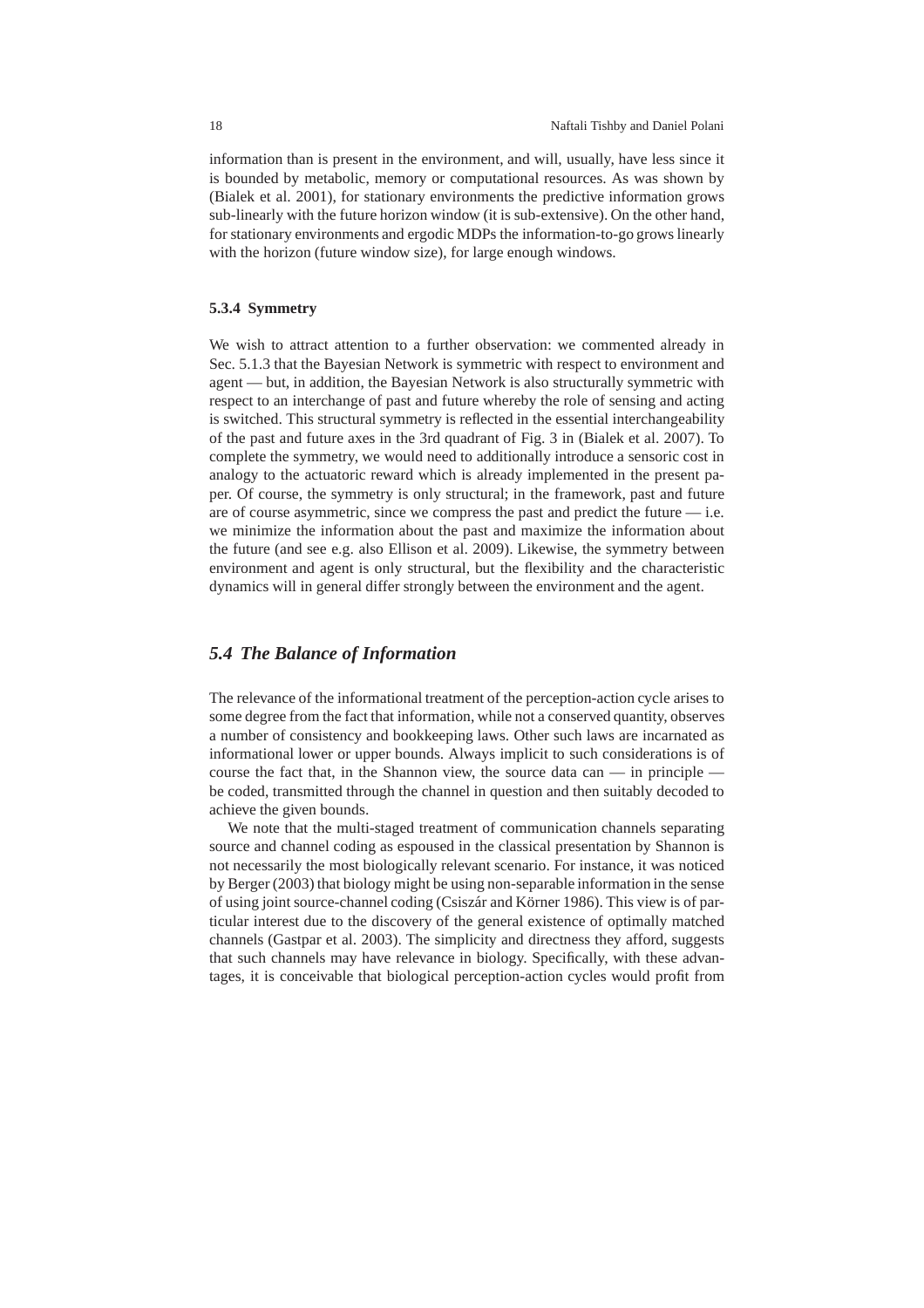information than is present in the environment, and will, usually, have less since it is bounded by metabolic, memory or computational resources. As was shown by (Bialek et al. 2001), for stationary environments the predictive information grows sub-linearly with the future horizon window (it is sub-extensive). On the other hand, for stationary environments and ergodic MDPs the information-to-go grows linearly with the horizon (future window size), for large enough windows.

#### 5.3.4 Symmetry

We wish to attract attention to a further observation: we commented already in Sec. 5.1.3 that the Bayesian Network is symmetric with respect to environment and agent — but, in addition, the Bayesian Network is also structurally symmetric with respect to an interchange of past and future whereby the role of sensing and acting is switched. This structural symmetry is reflected in the essential interchangeability of the past and future axes in the 3rd quadrant of Fig. 3 in (Bialek et al. 2007). To complete the symmetry, we would need to additionally introduce a sensoric cost in analogy to the actuatoric reward which is already implemented in the present paper. Of course, the symmetry is only structural; in the framework, past and future are of course asymmetric, since we compress the past and predict the future — i.e. we minimize the information about the past and maximize the information about the future (and see e.g. also Ellison et al. 2009). Likewise, the symmetry between environment and agent is only structural, but the flexibility and the characteristic dynamics will in general differ strongly between the environment and the agent.

## *5.4 The Balance of Information*

The relevance of the informational treatment of the perception-action cycle arises to some degree from the fact that information, while not a conserved quantity, observes a number of consistency and bookkeeping laws. Other such laws are incarnated as informational lower or upper bounds. Always implicit to such considerations is of course the fact that, in the Shannon view, the source data can — in principle — be coded, transmitted through the channel in question and then suitably decoded to achieve the given bounds.

We note that the multi-staged treatment of communication channels separating source and channel coding as espoused in the classical presentation by Shannon is not necessarily the most biologically relevant scenario. For instance, it was noticed by Berger (2003) that biology might be using non-separable information in the sense of using joint source-channel coding (Csiszár and Körner 1986). This view is of particular interest due to the discovery of the general existence of optimally matched channels (Gastpar et al. 2003). The simplicity and directness they afford, suggests that such channels may have relevance in biology. Specifically, with these advantages, it is conceivable that biological perception-action cycles would profit from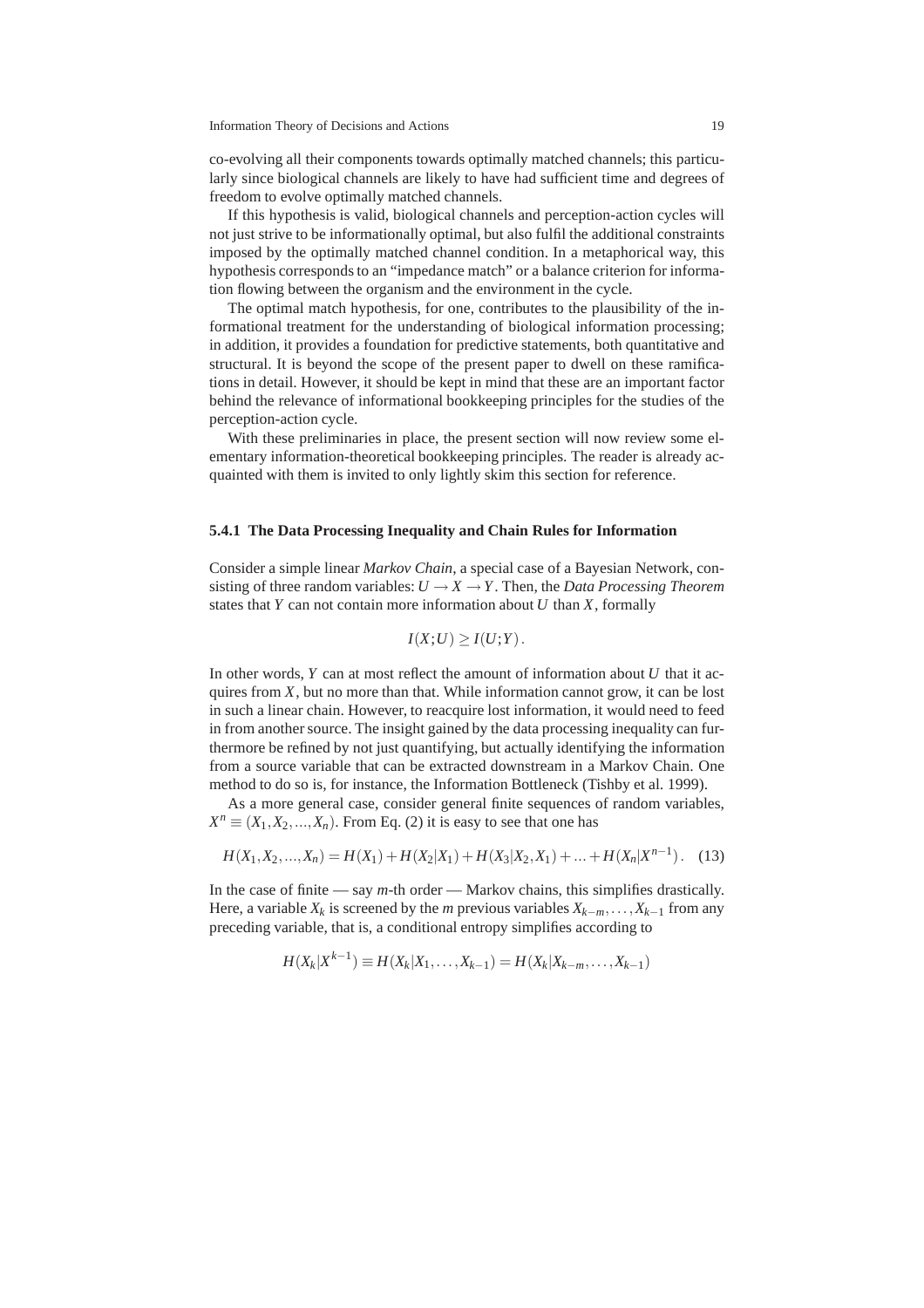co-evolving all their components towards optimally matched channels; this particularly since biological channels are likely to have had sufficient time and degrees of freedom to evolve optimally matched channels.

If this hypothesis is valid, biological channels and perception-action cycles will not just strive to be informationally optimal, but also fulfil the additional constraints imposed by the optimally matched channel condition. In a metaphorical way, this hypothesis corresponds to an "impedance match" or a balance criterion for information flowing between the organism and the environment in the cycle.

The optimal match hypothesis, for one, contributes to the plausibility of the informational treatment for the understanding of biological information processing; in addition, it provides a foundation for predictive statements, both quantitative and structural. It is beyond the scope of the present paper to dwell on these ramifications in detail. However, it should be kept in mind that these are an important factor behind the relevance of informational bookkeeping principles for the studies of the perception-action cycle.

With these preliminaries in place, the present section will now review some elementary information-theoretical bookkeeping principles. The reader is already acquainted with them is invited to only lightly skim this section for reference.

### 5.4.1 The Data Processing Inequality and Chain Rules for Information

Consider a simple linear *Markov Chain*, a special case of a Bayesian Network, consisting of three random variables: $U \to X \to Y$. Then, the *Data Processing Theorem* states that $Y$ can not contain more information about $U$ than $X$, formally

$$I(X;U) \geq I(U;Y).$$

In other words, $Y$ can at most reflect the amount of information about $U$ that it acquires from $X$, but no more than that. While information cannot grow, it can be lost in such a linear chain. However, to reacquire lost information, it would need to feed in from another source. The insight gained by the data processing inequality can furthermore be refined by not just quantifying, but actually identifying the information from a source variable that can be extracted downstream in a Markov Chain. One method to do so is, for instance, the Information Bottleneck (Tishby et al. 1999).

As a more general case, consider general finite sequences of random variables, $X^n \equiv (X_1, X_2, ..., X_n)$. From Eq. (2) it is easy to see that one has

$$H(X_1, X_2, ..., X_n) = H(X_1) + H(X_2|X_1) + H(X_3|X_2, X_1) + ... + H(X_n|X^{n-1}). \quad (13)$$

In the case of finite — say $m$-th order — Markov chains, this simplifies drastically. Here, a variable $X_k$ is screened by the $m$ previous variables $X_{k-m}, \ldots, X_{k-1}$ from any preceding variable, that is, a conditional entropy simplifies according to

$$H(X_k|X^{k-1}) \equiv H(X_k|X_1, \ldots, X_{k-1}) = H(X_k|X_{k-m}, \ldots, X_{k-1})$$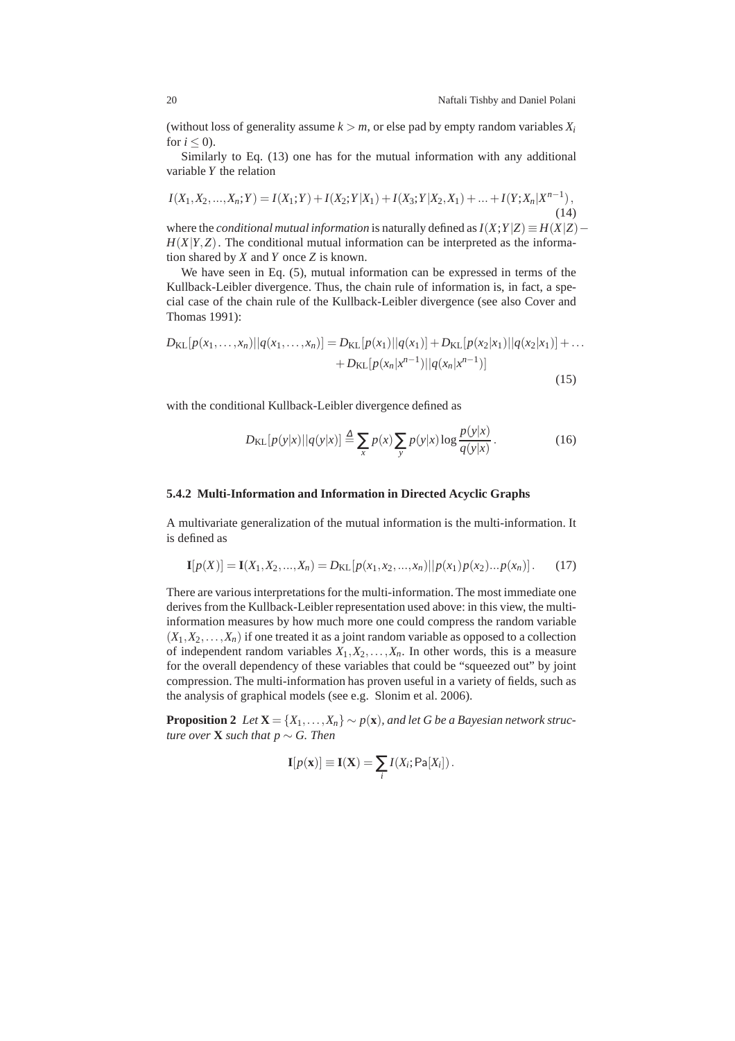(without loss of generality assume $k > m$, or else pad by empty random variables $X_i$ for $i \leq 0$).

Similarly to Eq. (13) one has for the mutual information with any additional variable $Y$ the relation

$$I(X_1, X_2, ..., X_n; Y) = I(X_1; Y) + I(X_2; Y|X_1) + I(X_3; Y|X_2, X_1) + ... + I(Y; X_n|X^{n-1}), \tag{14}$$

where the *conditional mutual information* is naturally defined as $I(X;Y|Z) \equiv H(X|Z) - H(X|Y,Z)$. The conditional mutual information can be interpreted as the information shared by $X$ and $Y$ once $Z$ is known.

We have seen in Eq. (5), mutual information can be expressed in terms of the Kullback-Leibler divergence. Thus, the chain rule of information is, in fact, a special case of the chain rule of the Kullback-Leibler divergence (see also Cover and Thomas 1991):

$$\begin{aligned} D_{\mathrm{KL}}[p(x_1,\ldots,x_n)||q(x_1,\ldots,x_n)] = D_{\mathrm{KL}}[p(x_1)||q(x_1)] + D_{\mathrm{KL}}[p(x_2|x_1)||q(x_2|x_1)] + \ldots \\ + D_{\mathrm{KL}}[p(x_n|x^{n-1})||q(x_n|x^{n-1})] \end{aligned} \tag{15}$$

with the conditional Kullback-Leibler divergence defined as

$$D_{\mathrm{KL}}[p(y|x)||q(y|x)] \stackrel{\Delta}{=} \sum_x p(x) \sum_y p(y|x) \log \frac{p(y|x)}{q(y|x)}. \tag{16}$$

### 5.4.2 Multi-Information and Information in Directed Acyclic Graphs

A multivariate generalization of the mutual information is the multi-information. It is defined as

$$\mathbf{I}[p(X)] = \mathbf{I}(X_1, X_2, ..., X_n) = D_{\mathrm{KL}}[p(x_1, x_2, ..., x_n)||p(x_1)p(x_2)...p(x_n)]. \tag{17}$$

There are various interpretations for the multi-information. The most immediate one derives from the Kullback-Leibler representation used above: in this view, the multi-information measures by how much more one could compress the random variable $(X_1, X_2, \ldots, X_n)$ if one treated it as a joint random variable as opposed to a collection of independent random variables $X_1, X_2, \ldots, X_n$. In other words, this is a measure for the overall dependency of these variables that could be "squeezed out" by joint compression. The multi-information has proven useful in a variety of fields, such as the analysis of graphical models (see e.g. Slonim et al. 2006).

**Proposition 2** *Let $\mathbf{X} = \{X_1, \ldots, X_n\} \sim p(\mathbf{x})$, and let $G$ be a Bayesian network structure over $\mathbf{X}$ such that $p \sim G$. Then*

$$\mathbf{I}[p(\mathbf{x})] \equiv \mathbf{I}(\mathbf{X}) = \sum_i I(X_i; \mathsf{Pa}[X_i]).$$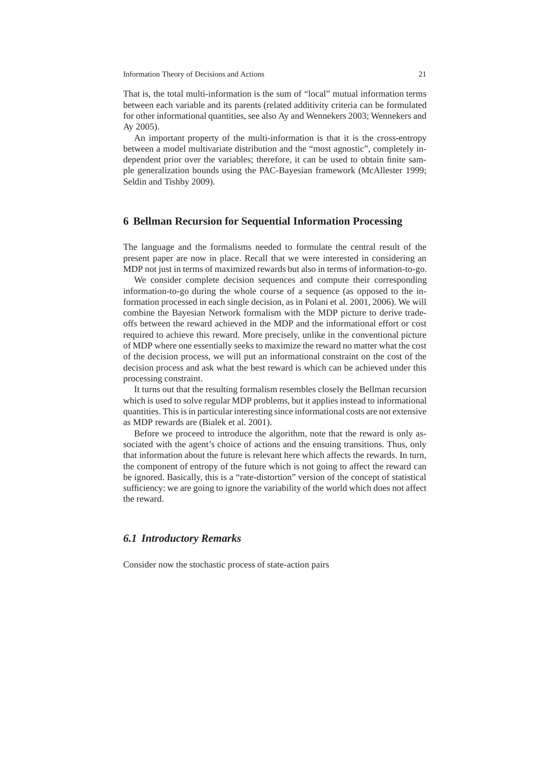That is, the total multi-information is the sum of "local" mutual information terms between each variable and its parents (related additivity criteria can be formulated for other informational quantities, see also Ay and Wennekers 2003; Wennekers and Ay 2005).

An important property of the multi-information is that it is the cross-entropy between a model multivariate distribution and the "most agnostic", completely independent prior over the variables; therefore, it can be used to obtain finite sample generalization bounds using the PAC-Bayesian framework (McAllester 1999; Seldin and Tishby 2009).

## 6 Bellman Recursion for Sequential Information Processing

The language and the formalisms needed to formulate the central result of the present paper are now in place. Recall that we were interested in considering an MDP not just in terms of maximized rewards but also in terms of information-to-go.

We consider complete decision sequences and compute their corresponding information-to-go during the whole course of a sequence (as opposed to the information processed in each single decision, as in Polani et al. 2001, 2006). We will combine the Bayesian Network formalism with the MDP picture to derive trade-offs between the reward achieved in the MDP and the informational effort or cost required to achieve this reward. More precisely, unlike in the conventional picture of MDP where one essentially seeks to maximize the reward no matter what the cost of the decision process, we will put an informational constraint on the cost of the decision process and ask what the best reward is which can be achieved under this processing constraint.

It turns out that the resulting formalism resembles closely the Bellman recursion which is used to solve regular MDP problems, but it applies instead to informational quantities. This is in particular interesting since informational costs are not extensive as MDP rewards are (Bialek et al. 2001).

Before we proceed to introduce the algorithm, note that the reward is only associated with the agent's choice of actions and the ensuing transitions. Thus, only that information about the future is relevant here which affects the rewards. In turn, the component of entropy of the future which is not going to affect the reward can be ignored. Basically, this is a "rate-distortion" version of the concept of statistical sufficiency: we are going to ignore the variability of the world which does not affect the reward.

### *6.1 Introductory Remarks*

Consider now the stochastic process of state-action pairs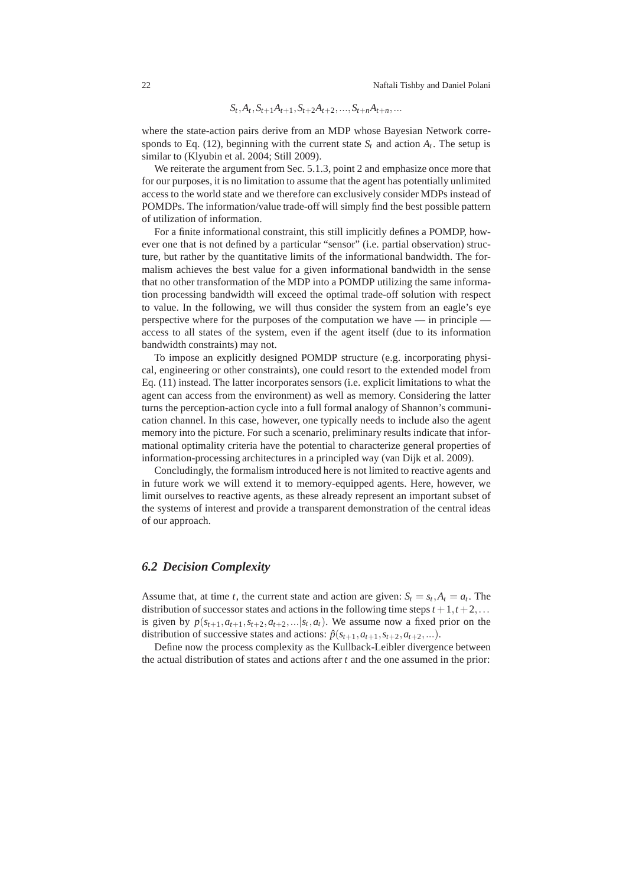$$S_t, A_t, S_{t+1}A_{t+1}, S_{t+2}A_{t+2}, \ldots, S_{t+n}A_{t+n}, \ldots$$

where the state-action pairs derive from an MDP whose Bayesian Network corresponds to Eq. (12), beginning with the current state $S_t$ and action $A_t$. The setup is similar to (Klyubin et al. 2004; Still 2009).

We reiterate the argument from Sec. 5.1.3, point 2 and emphasize once more that for our purposes, it is no limitation to assume that the agent has potentially unlimited access to the world state and we therefore can exclusively consider MDPs instead of POMDPs. The information/value trade-off will simply find the best possible pattern of utilization of information.

For a finite informational constraint, this still implicitly defines a POMDP, however one that is not defined by a particular "sensor" (i.e. partial observation) structure, but rather by the quantitative limits of the informational bandwidth. The formalism achieves the best value for a given informational bandwidth in the sense that no other transformation of the MDP into a POMDP utilizing the same information processing bandwidth will exceed the optimal trade-off solution with respect to value. In the following, we will thus consider the system from an eagle's eye perspective where for the purposes of the computation we have — in principle — access to all states of the system, even if the agent itself (due to its information bandwidth constraints) may not.

To impose an explicitly designed POMDP structure (e.g. incorporating physical, engineering or other constraints), one could resort to the extended model from Eq. (11) instead. The latter incorporates sensors (i.e. explicit limitations to what the agent can access from the environment) as well as memory. Considering the latter turns the perception-action cycle into a full formal analogy of Shannon's communication channel. In this case, however, one typically needs to include also the agent memory into the picture. For such a scenario, preliminary results indicate that informational optimality criteria have the potential to characterize general properties of information-processing architectures in a principled way (van Dijk et al. 2009).

Concludingly, the formalism introduced here is not limited to reactive agents and in future work we will extend it to memory-equipped agents. Here, however, we limit ourselves to reactive agents, as these already represent an important subset of the systems of interest and provide a transparent demonstration of the central ideas of our approach.

### *6.2 Decision Complexity*

Assume that, at time $t$, the current state and action are given: $S_t = s_t, A_t = a_t$. The distribution of successor states and actions in the following time steps $t+1, t+2, \ldots$ is given by $p(s_{t+1}, a_{t+1}, s_{t+2}, a_{t+2}, \ldots | s_t, a_t)$. We assume now a fixed prior on the distribution of successive states and actions: $\hat{p}(s_{t+1}, a_{t+1}, s_{t+2}, a_{t+2}, \ldots)$.

Define now the process complexity as the Kullback-Leibler divergence between the actual distribution of states and actions after $t$ and the one assumed in the prior: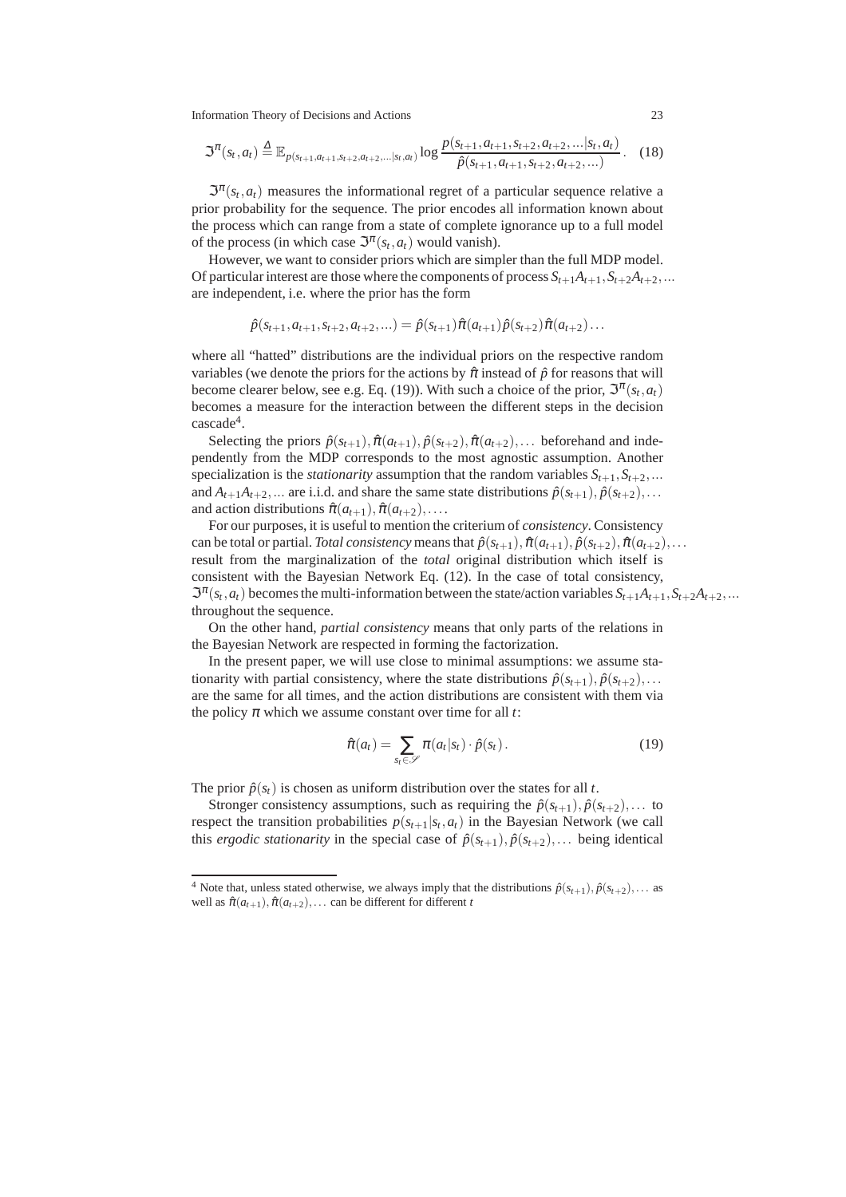$$\mathfrak{I}^{\pi}(s_t, a_t) \triangleq \mathbb{E}_{p(s_{t+1}, a_{t+1}, s_{t+2}, a_{t+2}, \ldots | s_t, a_t)} \log \frac{p(s_{t+1}, a_{t+1}, s_{t+2}, a_{t+2}, \ldots | s_t, a_t)}{\hat{p}(s_{t+1}, a_{t+1}, s_{t+2}, a_{t+2}, \ldots)}. \quad (18)$$

$\mathfrak{I}^{\pi}(s_t, a_t)$ measures the informational regret of a particular sequence relative a prior probability for the sequence. The prior encodes all information known about the process which can range from a state of complete ignorance up to a full model of the process (in which case $\mathfrak{I}^{\pi}(s_t, a_t)$ would vanish).

However, we want to consider priors which are simpler than the full MDP model. Of particular interest are those where the components of process $S_{t+1}A_{t+1}, S_{t+2}A_{t+2}, \ldots$ are independent, i.e. where the prior has the form

$$\hat{p}(s_{t+1}, a_{t+1}, s_{t+2}, a_{t+2}, \ldots) = \hat{p}(s_{t+1})\hat{\pi}(a_{t+1})\hat{p}(s_{t+2})\hat{\pi}(a_{t+2})\ldots$$

where all "hatted" distributions are the individual priors on the respective random variables (we denote the priors for the actions by $\hat{\pi}$ instead of $\hat{p}$ for reasons that will become clearer below, see e.g. Eq. (19)). With such a choice of the prior, $\mathfrak{I}^{\pi}(s_t, a_t)$ becomes a measure for the interaction between the different steps in the decision cascade[4].

Selecting the priors $\hat{p}(s_{t+1}), \hat{\pi}(a_{t+1}), \hat{p}(s_{t+2}), \hat{\pi}(a_{t+2}), \ldots$ beforehand and independently from the MDP corresponds to the most agnostic assumption. Another specialization is the *stationarity* assumption that the random variables $S_{t+1}, S_{t+2}, \ldots$ and $A_{t+1}A_{t+2}, \ldots$ are i.i.d. and share the same state distributions $\hat{p}(s_{t+1}), \hat{p}(s_{t+2}), \ldots$ and action distributions $\hat{\pi}(a_{t+1}), \hat{\pi}(a_{t+2}), \ldots$.

For our purposes, it is useful to mention the criterium of *consistency*. Consistency can be total or partial. *Total consistency* means that $\hat{p}(s_{t+1}), \hat{\pi}(a_{t+1}), \hat{p}(s_{t+2}), \hat{\pi}(a_{t+2}), \ldots$ result from the marginalization of the *total* original distribution which itself is consistent with the Bayesian Network Eq. (12). In the case of total consistency, $\mathfrak{I}^{\pi}(s_t, a_t)$ becomes the multi-information between the state/action variables $S_{t+1}A_{t+1}, S_{t+2}A_{t+2}, \ldots$ throughout the sequence.

On the other hand, *partial consistency* means that only parts of the relations in the Bayesian Network are respected in forming the factorization.

In the present paper, we will use close to minimal assumptions: we assume stationarity with partial consistency, where the state distributions $\hat{p}(s_{t+1}), \hat{p}(s_{t+2}), \ldots$ are the same for all times, and the action distributions are consistent with them via the policy $\pi$ which we assume constant over time for all $t$:

$$\hat{\pi}(a_t) = \sum_{s_t \in \mathscr{S}} \pi(a_t | s_t) \cdot \hat{p}(s_t). \quad (19)$$

The prior $\hat{p}(s_t)$ is chosen as uniform distribution over the states for all $t$.

Stronger consistency assumptions, such as requiring the $\hat{p}(s_{t+1}), \hat{p}(s_{t+2}), \ldots$ to respect the transition probabilities $p(s_{t+1}|s_t, a_t)$ in the Bayesian Network (we call this *ergodic stationarity* in the special case of $\hat{p}(s_{t+1}), \hat{p}(s_{t+2}), \ldots$ being identical

---

[4] Note that, unless stated otherwise, we always imply that the distributions $\hat{p}(s_{t+1}), \hat{p}(s_{t+2}), \ldots$ as well as $\hat{\pi}(a_{t+1}), \hat{\pi}(a_{t+2}), \ldots$ can be different for different $t$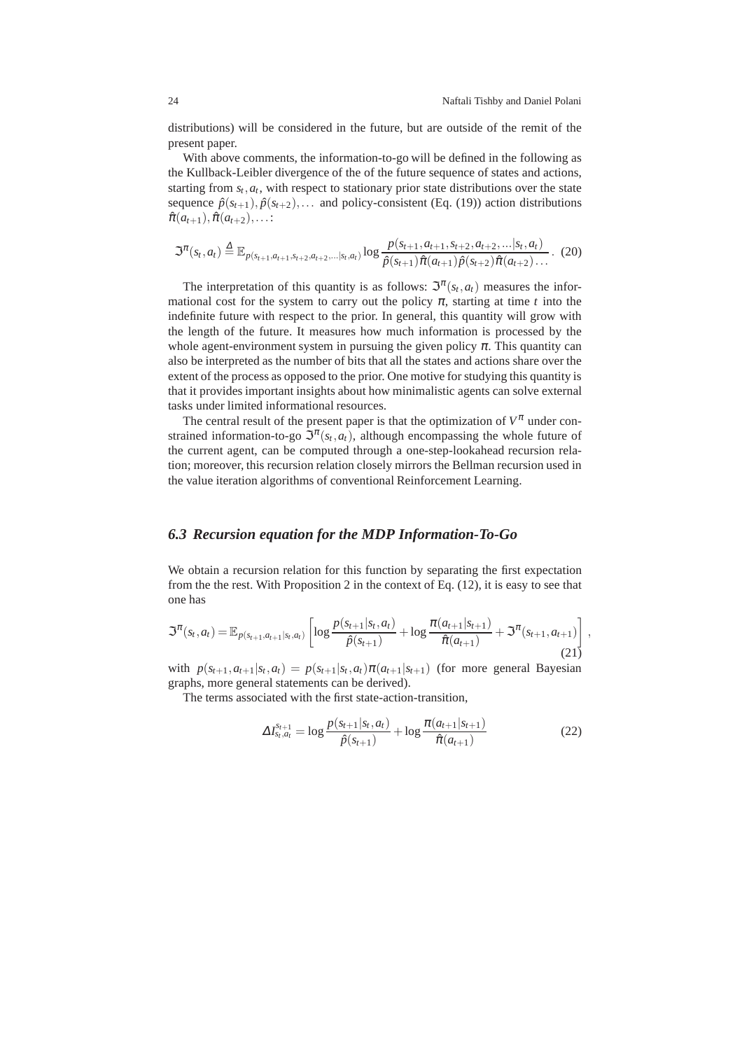distributions) will be considered in the future, but are outside of the remit of the present paper.

With above comments, the information-to-go will be defined in the following as the Kullback-Leibler divergence of the of the future sequence of states and actions, starting from $s_t, a_t$, with respect to stationary prior state distributions over the state sequence $\hat{p}(s_{t+1}), \hat{p}(s_{t+2}), \ldots$ and policy-consistent (Eq. (19)) action distributions $\hat{\pi}(a_{t+1}), \hat{\pi}(a_{t+2}), \ldots$:

$$\mathfrak{I}^{\pi}(s_t, a_t) \triangleq \mathbb{E}_{p(s_{t+1}, a_{t+1}, s_{t+2}, a_{t+2}, \ldots | s_t, a_t)} \log \frac{p(s_{t+1}, a_{t+1}, s_{t+2}, a_{t+2}, \ldots | s_t, a_t)}{\hat{p}(s_{t+1}) \hat{\pi}(a_{t+1}) \hat{p}(s_{t+2}) \hat{\pi}(a_{t+2}) \ldots} . \quad (20)$$

The interpretation of this quantity is as follows: $\mathfrak{I}^{\pi}(s_t, a_t)$ measures the informational cost for the system to carry out the policy $\pi$, starting at time $t$ into the indefinite future with respect to the prior. In general, this quantity will grow with the length of the future. It measures how much information is processed by the whole agent-environment system in pursuing the given policy $\pi$. This quantity can also be interpreted as the number of bits that all the states and actions share over the extent of the process as opposed to the prior. One motive for studying this quantity is that it provides important insights about how minimalistic agents can solve external tasks under limited informational resources.

The central result of the present paper is that the optimization of $V^{\pi}$ under constrained information-to-go $\mathfrak{I}^{\pi}(s_t, a_t)$, although encompassing the whole future of the current agent, can be computed through a one-step-lookahead recursion relation; moreover, this recursion relation closely mirrors the Bellman recursion used in the value iteration algorithms of conventional Reinforcement Learning.

### *6.3 Recursion equation for the MDP Information-To-Go*

We obtain a recursion relation for this function by separating the first expectation from the the rest. With Proposition 2 in the context of Eq. (12), it is easy to see that one has

$$\mathfrak{I}^{\pi}(s_t, a_t) = \mathbb{E}_{p(s_{t+1}, a_{t+1} | s_t, a_t)} \left[ \log \frac{p(s_{t+1} | s_t, a_t)}{\hat{p}(s_{t+1})} + \log \frac{\pi(a_{t+1} | s_{t+1})}{\hat{\pi}(a_{t+1})} + \mathfrak{I}^{\pi}(s_{t+1}, a_{t+1}) \right] , \quad (21)$$

with $p(s_{t+1}, a_{t+1} | s_t, a_t) = p(s_{t+1} | s_t, a_t) \pi(a_{t+1} | s_{t+1})$ (for more general Bayesian graphs, more general statements can be derived).

The terms associated with the first state-action-transition,

$$\Delta I^{s_{t+1}}_{s_t, a_t} = \log \frac{p(s_{t+1} | s_t, a_t)}{\hat{p}(s_{t+1})} + \log \frac{\pi(a_{t+1} | s_{t+1})}{\hat{\pi}(a_{t+1})} \quad (22)$$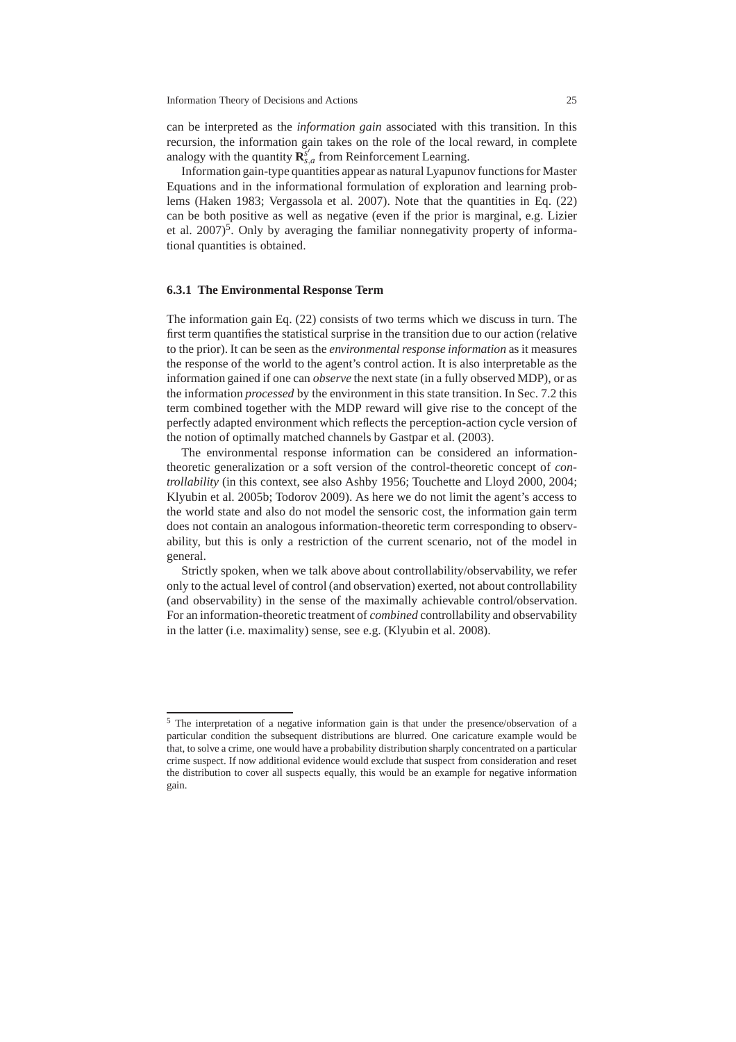can be interpreted as the *information gain* associated with this transition. In this recursion, the information gain takes on the role of the local reward, in complete analogy with the quantity $\mathbf{R}^{s'}_{s,a}$ from Reinforcement Learning.

Information gain-type quantities appear as natural Lyapunov functions for Master Equations and in the informational formulation of exploration and learning problems (Haken 1983; Vergassola et al. 2007). Note that the quantities in Eq. (22) can be both positive as well as negative (even if the prior is marginal, e.g. Lizier et al. 2007)[5]. Only by averaging the familiar nonnegativity property of informational quantities is obtained.

### 6.3.1 The Environmental Response Term

The information gain Eq. (22) consists of two terms which we discuss in turn. The first term quantifies the statistical surprise in the transition due to our action (relative to the prior). It can be seen as the *environmental response information* as it measures the response of the world to the agent's control action. It is also interpretable as the information gained if one can *observe* the next state (in a fully observed MDP), or as the information *processed* by the environment in this state transition. In Sec. 7.2 this term combined together with the MDP reward will give rise to the concept of the perfectly adapted environment which reflects the perception-action cycle version of the notion of optimally matched channels by Gastpar et al. (2003).

The environmental response information can be considered an information-theoretic generalization or a soft version of the control-theoretic concept of *controllability* (in this context, see also Ashby 1956; Touchette and Lloyd 2000, 2004; Klyubin et al. 2005b; Todorov 2009). As here we do not limit the agent's access to the world state and also do not model the sensoric cost, the information gain term does not contain an analogous information-theoretic term corresponding to observability, but this is only a restriction of the current scenario, not of the model in general.

Strictly spoken, when we talk above about controllability/observability, we refer only to the actual level of control (and observation) exerted, not about controllability (and observability) in the sense of the maximally achievable control/observation. For an information-theoretic treatment of *combined* controllability and observability in the latter (i.e. maximality) sense, see e.g. (Klyubin et al. 2008).

---

[5] The interpretation of a negative information gain is that under the presence/observation of a particular condition the subsequent distributions are blurred. One caricature example would be that, to solve a crime, one would have a probability distribution sharply concentrated on a particular crime suspect. If now additional evidence would exclude that suspect from consideration and reset the distribution to cover all suspects equally, this would be an example for negative information gain.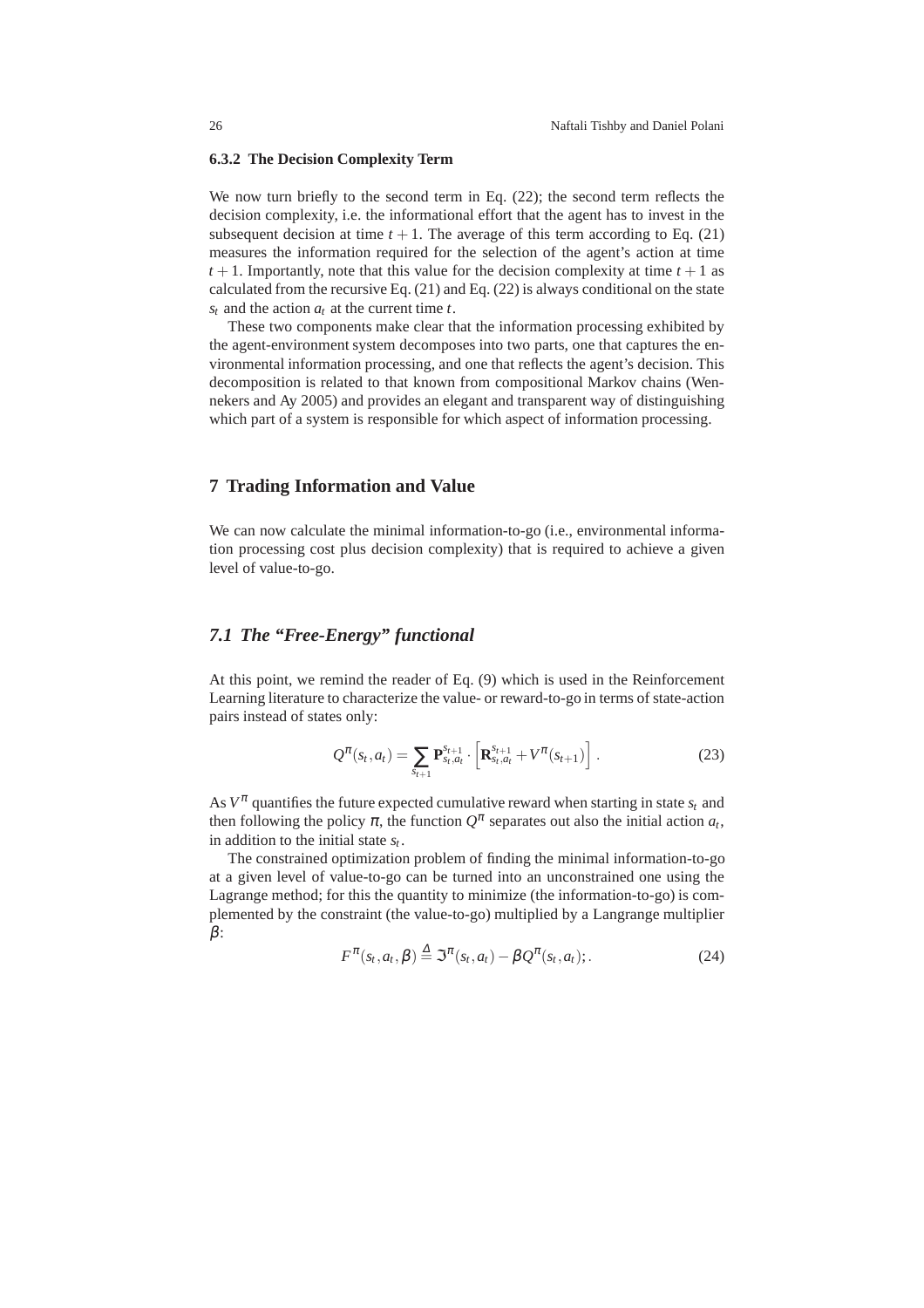#### 6.3.2 The Decision Complexity Term

We now turn briefly to the second term in Eq. (22); the second term reflects the decision complexity, i.e. the informational effort that the agent has to invest in the subsequent decision at time $t+1$. The average of this term according to Eq. (21) measures the information required for the selection of the agent's action at time $t+1$. Importantly, note that this value for the decision complexity at time $t+1$ as calculated from the recursive Eq. (21) and Eq. (22) is always conditional on the state $s_t$ and the action $a_t$ at the current time $t$.

These two components make clear that the information processing exhibited by the agent-environment system decomposes into two parts, one that captures the environmental information processing, and one that reflects the agent's decision. This decomposition is related to that known from compositional Markov chains (Wennekers and Ay 2005) and provides an elegant and transparent way of distinguishing which part of a system is responsible for which aspect of information processing.

## 7 Trading Information and Value

We can now calculate the minimal information-to-go (i.e., environmental information processing cost plus decision complexity) that is required to achieve a given level of value-to-go.

### *7.1 The "Free-Energy" functional*

At this point, we remind the reader of Eq. (9) which is used in the Reinforcement Learning literature to characterize the value- or reward-to-go in terms of state-action pairs instead of states only:

$$Q^{\pi}(s_t, a_t) = \sum_{s_{t+1}} \mathbf{P}^{s_{t+1}}_{s_t, a_t} \cdot \left[ \mathbf{R}^{s_{t+1}}_{s_t, a_t} + V^{\pi}(s_{t+1}) \right] . \tag{23}$$

As $V^{\pi}$ quantifies the future expected cumulative reward when starting in state $s_t$ and then following the policy $\pi$, the function $Q^{\pi}$ separates out also the initial action $a_t$, in addition to the initial state $s_t$.

The constrained optimization problem of finding the minimal information-to-go at a given level of value-to-go can be turned into an unconstrained one using the Lagrange method; for this the quantity to minimize (the information-to-go) is complemented by the constraint (the value-to-go) multiplied by a Langrange multiplier $\beta$:

$$F^{\pi}(s_t, a_t, \beta) \stackrel{\Delta}{=} \mathfrak{I}^{\pi}(s_t, a_t) - \beta Q^{\pi}(s_t, a_t); . \tag{24}$$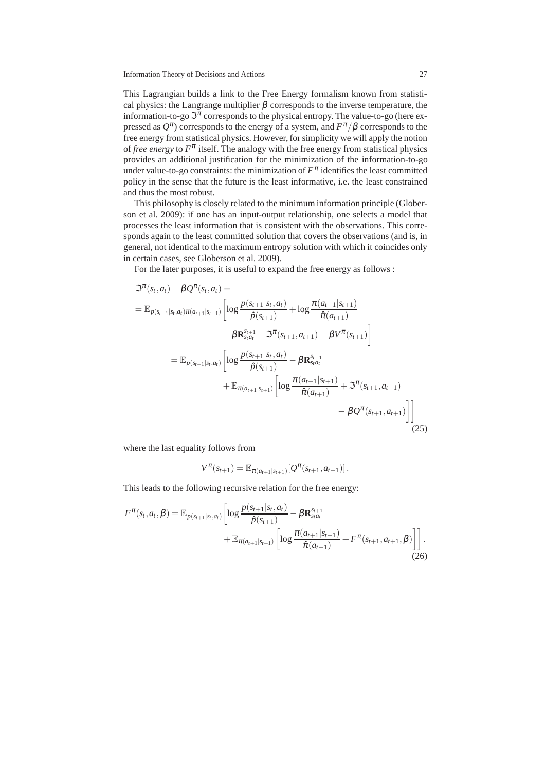This Lagrangian builds a link to the Free Energy formalism known from statistical physics: the Langrange multiplier $\beta$ corresponds to the inverse temperature, the information-to-go $\mathfrak{I}^\pi$ corresponds to the physical entropy. The value-to-go (here expressed as $Q^\pi$) corresponds to the energy of a system, and $F^\pi/\beta$ corresponds to the free energy from statistical physics. However, for simplicity we will apply the notion of *free energy* to $F^\pi$ itself. The analogy with the free energy from statistical physics provides an additional justification for the minimization of the information-to-go under value-to-go constraints: the minimization of $F^\pi$ identifies the least committed policy in the sense that the future is the least informative, i.e. the least constrained and thus the most robust.

This philosophy is closely related to the minimum information principle (Globerson et al. 2009): if one has an input-output relationship, one selects a model that processes the least information that is consistent with the observations. This corresponds again to the least committed solution that covers the observations (and is, in general, not identical to the maximum entropy solution with which it coincides only in certain cases, see Globerson et al. 2009).

For the later purposes, it is useful to expand the free energy as follows :

$$
\begin{aligned}
&\mathfrak{I}^\pi(s_t,a_t) - \beta Q^\pi(s_t,a_t) = \\
&= \mathbb{E}_{p(s_{t+1}|s_t,a_t)\pi(a_{t+1}|s_{t+1})}\Bigg[\log\frac{p(s_{t+1}|s_t,a_t)}{\hat{p}(s_{t+1})} + \log\frac{\pi(a_{t+1}|s_{t+1})}{\hat{\pi}(a_{t+1})} \\
&\qquad\qquad - \beta\mathbf{R}^{s_{t+1}}_{s_t a_t} + \mathfrak{I}^\pi(s_{t+1},a_{t+1}) - \beta V^\pi(s_{t+1})\Bigg] \\
&= \mathbb{E}_{p(s_{t+1}|s_t,a_t)}\Bigg[\log\frac{p(s_{t+1}|s_t,a_t)}{\hat{p}(s_{t+1})} - \beta\mathbf{R}^{s_{t+1}}_{s_t a_t} \\
&\qquad\qquad + \mathbb{E}_{\pi(a_{t+1}|s_{t+1})}\Bigg[\log\frac{\pi(a_{t+1}|s_{t+1})}{\hat{\pi}(a_{t+1})} + \mathfrak{I}^\pi(s_{t+1},a_{t+1}) \\
&\qquad\qquad\qquad - \beta Q^\pi(s_{t+1},a_{t+1})\Bigg]\Bigg]
\end{aligned} \tag{25}
$$

where the last equality follows from

$$
V^\pi(s_{t+1}) = \mathbb{E}_{\pi(a_{t+1}|s_{t+1})}[Q^\pi(s_{t+1},a_{t+1})].
$$

This leads to the following recursive relation for the free energy:

$$
\begin{aligned}
F^\pi(s_t,a_t,\beta) = \mathbb{E}_{p(s_{t+1}|s_t,a_t)}\Bigg[&\log\frac{p(s_{t+1}|s_t,a_t)}{\hat{p}(s_{t+1})} - \beta\mathbf{R}^{s_{t+1}}_{s_t a_t} \\
&+ \mathbb{E}_{\pi(a_{t+1}|s_{t+1})}\left[\log\frac{\pi(a_{t+1}|s_{t+1})}{\hat{\pi}(a_{t+1})} + F^\pi(s_{t+1},a_{t+1},\beta)\right]\Bigg].
\end{aligned} \tag{26}
$$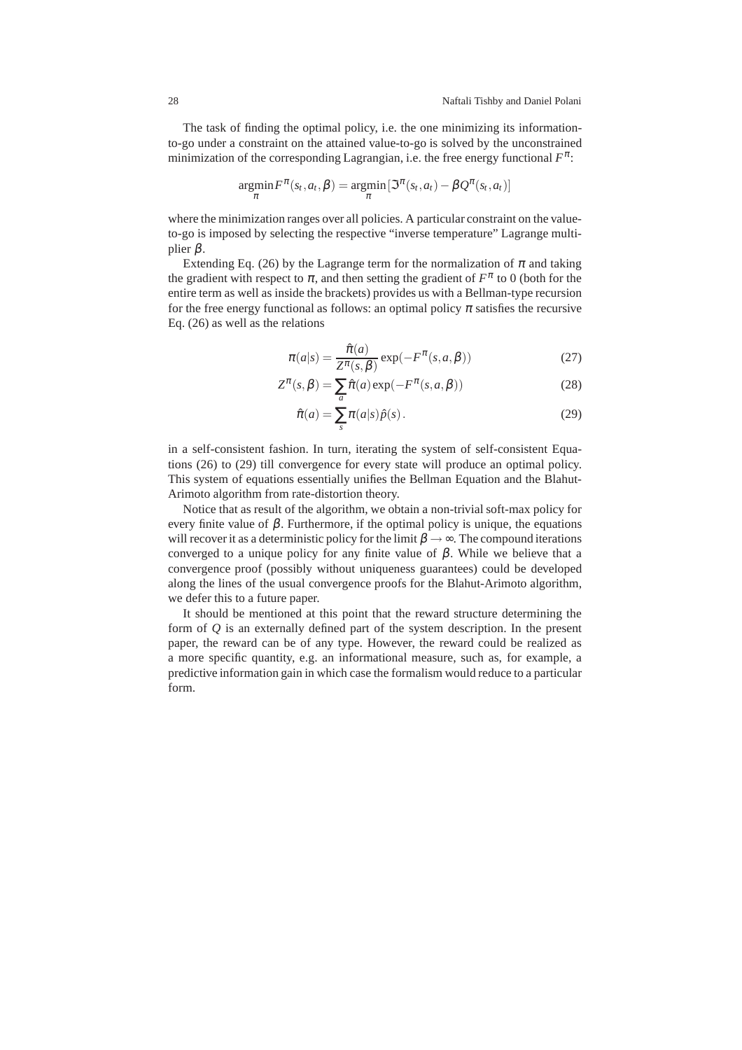The task of finding the optimal policy, i.e. the one minimizing its information-to-go under a constraint on the attained value-to-go is solved by the unconstrained minimization of the corresponding Lagrangian, i.e. the free energy functional $F^{\pi}$:

$$\underset{\pi}{\operatorname{argmin}} F^{\pi}(s_t, a_t, \beta) = \underset{\pi}{\operatorname{argmin}} [\mathfrak{I}^{\pi}(s_t, a_t) - \beta Q^{\pi}(s_t, a_t)]$$

where the minimization ranges over all policies. A particular constraint on the value-to-go is imposed by selecting the respective "inverse temperature" Lagrange multiplier $\beta$.

Extending Eq. (26) by the Lagrange term for the normalization of $\pi$ and taking the gradient with respect to $\pi$, and then setting the gradient of $F^{\pi}$ to 0 (both for the entire term as well as inside the brackets) provides us with a Bellman-type recursion for the free energy functional as follows: an optimal policy $\pi$ satisfies the recursive Eq. (26) as well as the relations

$$\pi(a|s) = \frac{\hat{\pi}(a)}{Z^{\pi}(s,\beta)} \exp(-F^{\pi}(s,a,\beta)) \tag{27}$$

$$Z^{\pi}(s,\beta) = \sum_a \hat{\pi}(a) \exp(-F^{\pi}(s,a,\beta)) \tag{28}$$

$$\hat{\pi}(a) = \sum_s \pi(a|s)\hat{p}(s)\,. \tag{29}$$

in a self-consistent fashion. In turn, iterating the system of self-consistent Equations (26) to (29) till convergence for every state will produce an optimal policy. This system of equations essentially unifies the Bellman Equation and the Blahut-Arimoto algorithm from rate-distortion theory.

Notice that as result of the algorithm, we obtain a non-trivial soft-max policy for every finite value of $\beta$. Furthermore, if the optimal policy is unique, the equations will recover it as a deterministic policy for the limit $\beta \to \infty$. The compound iterations converged to a unique policy for any finite value of $\beta$. While we believe that a convergence proof (possibly without uniqueness guarantees) could be developed along the lines of the usual convergence proofs for the Blahut-Arimoto algorithm, we defer this to a future paper.

It should be mentioned at this point that the reward structure determining the form of $Q$ is an externally defined part of the system description. In the present paper, the reward can be of any type. However, the reward could be realized as a more specific quantity, e.g. an informational measure, such as, for example, a predictive information gain in which case the formalism would reduce to a particular form.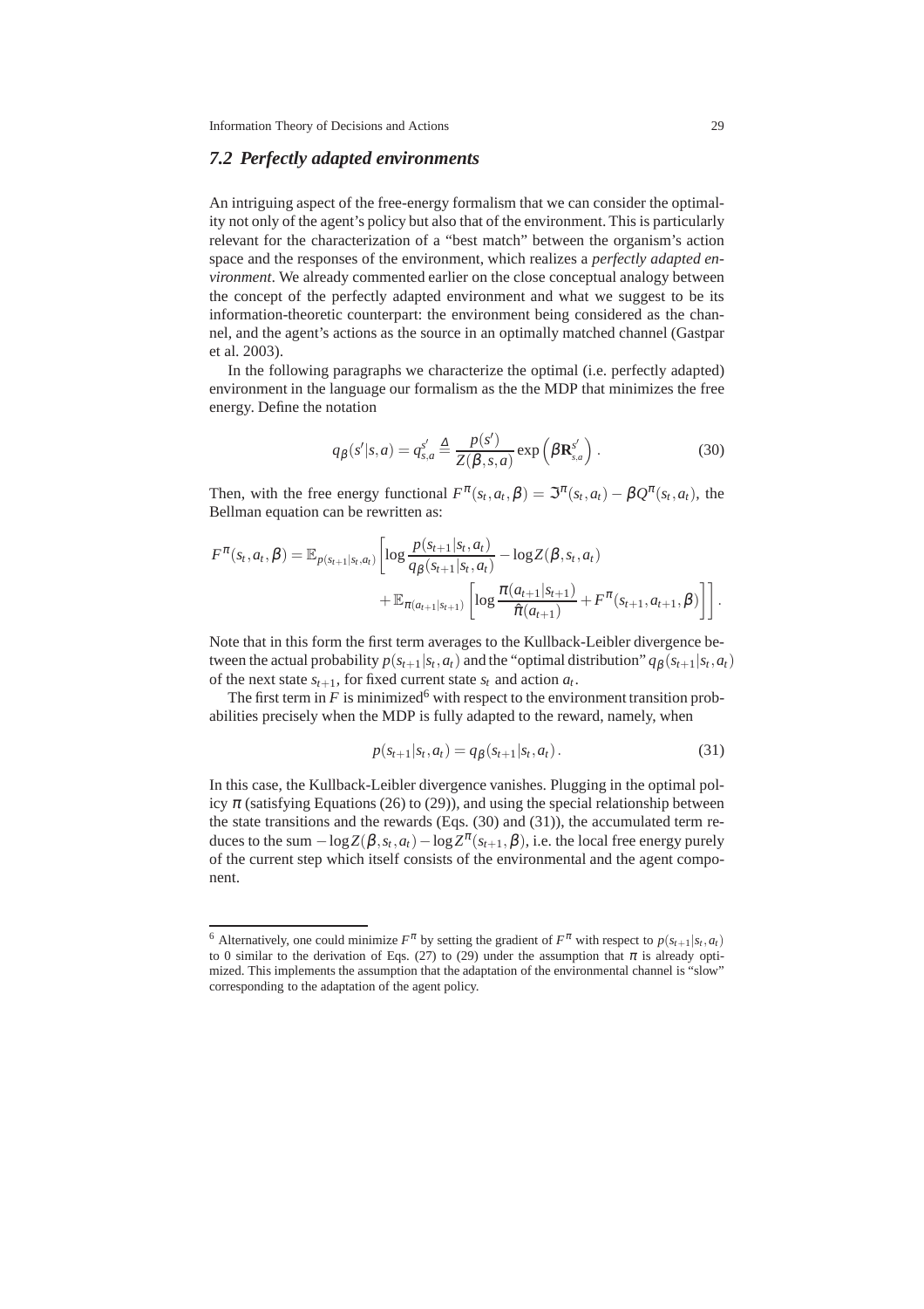### 7.2 Perfectly adapted environments

An intriguing aspect of the free-energy formalism that we can consider the optimality not only of the agent's policy but also that of the environment. This is particularly relevant for the characterization of a "best match" between the organism's action space and the responses of the environment, which realizes a *perfectly adapted environment*. We already commented earlier on the close conceptual analogy between the concept of the perfectly adapted environment and what we suggest to be its information-theoretic counterpart: the environment being considered as the channel, and the agent's actions as the source in an optimally matched channel (Gastpar et al. 2003).

In the following paragraphs we characterize the optimal (i.e. perfectly adapted) environment in the language our formalism as the the MDP that minimizes the free energy. Define the notation

$$q_\beta(s'|s,a) = q_{s,a}^{s'} \triangleq \frac{p(s')}{Z(\beta,s,a)} \exp\left(\beta \mathbf{R}_{s,a}^{s'}\right). \tag{30}$$

Then, with the free energy functional $F^\pi(s_t,a_t,\beta) = \mathfrak{I}^\pi(s_t,a_t) - \beta Q^\pi(s_t,a_t)$, the Bellman equation can be rewritten as:

$$F^\pi(s_t,a_t,\beta) = \mathbb{E}_{p(s_{t+1}|s_t,a_t)}\left[\log\frac{p(s_{t+1}|s_t,a_t)}{q_\beta(s_{t+1}|s_t,a_t)} - \log Z(\beta,s_t,a_t) \right.$$
$$\left. + \mathbb{E}_{\pi(a_{t+1}|s_{t+1})}\left[\log\frac{\pi(a_{t+1}|s_{t+1})}{\hat{\pi}(a_{t+1})} + F^\pi(s_{t+1},a_{t+1},\beta)\right]\right].$$

Note that in this form the first term averages to the Kullback-Leibler divergence between the actual probability $p(s_{t+1}|s_t,a_t)$ and the "optimal distribution" $q_\beta(s_{t+1}|s_t,a_t)$ of the next state $s_{t+1}$, for fixed current state $s_t$ and action $a_t$.

The first term in $F$ is minimized[6] with respect to the environment transition probabilities precisely when the MDP is fully adapted to the reward, namely, when

$$p(s_{t+1}|s_t,a_t) = q_\beta(s_{t+1}|s_t,a_t). \tag{31}$$

In this case, the Kullback-Leibler divergence vanishes. Plugging in the optimal policy $\pi$ (satisfying Equations (26) to (29)), and using the special relationship between the state transitions and the rewards (Eqs. (30) and (31)), the accumulated term reduces to the sum $-\log Z(\beta,s_t,a_t) - \log Z^\pi(s_{t+1},\beta)$, i.e. the local free energy purely of the current step which itself consists of the environmental and the agent component.

---

[6] Alternatively, one could minimize $F^\pi$ by setting the gradient of $F^\pi$ with respect to $p(s_{t+1}|s_t,a_t)$ to 0 similar to the derivation of Eqs. (27) to (29) under the assumption that $\pi$ is already optimized. This implements the assumption that the adaptation of the environmental channel is "slow" corresponding to the adaptation of the agent policy.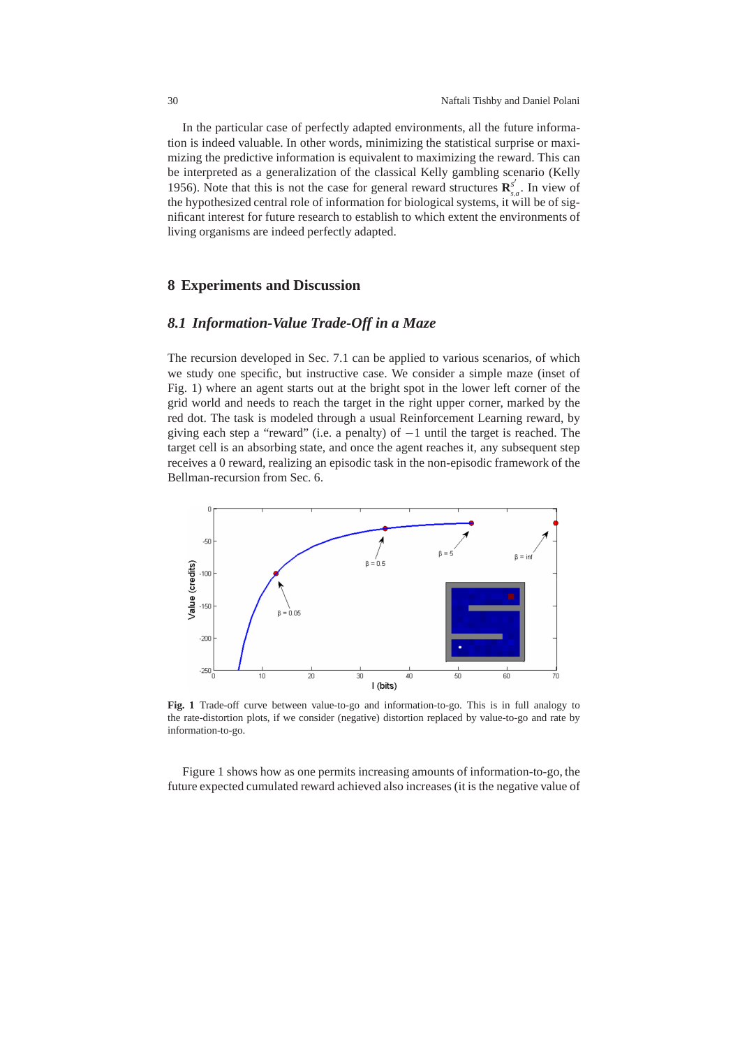In the particular case of perfectly adapted environments, all the future information is indeed valuable. In other words, minimizing the statistical surprise or maximizing the predictive information is equivalent to maximizing the reward. This can be interpreted as a generalization of the classical Kelly gambling scenario (Kelly 1956). Note that this is not the case for general reward structures $\mathbf{R}^{s'}_{s,a}$. In view of the hypothesized central role of information for biological systems, it will be of significant interest for future research to establish to which extent the environments of living organisms are indeed perfectly adapted.

## 8 Experiments and Discussion

### *8.1 Information-Value Trade-Off in a Maze*

The recursion developed in Sec. 7.1 can be applied to various scenarios, of which we study one specific, but instructive case. We consider a simple maze (inset of Fig. 1) where an agent starts out at the bright spot in the lower left corner of the grid world and needs to reach the target in the right upper corner, marked by the red dot. The task is modeled through a usual Reinforcement Learning reward, by giving each step a "reward" (i.e. a penalty) of $-1$ until the target is reached. The target cell is an absorbing state, and once the agent reaches it, any subsequent step receives a 0 reward, realizing an episodic task in the non-episodic framework of the Bellman-recursion from Sec. 6.

**Fig. 1** Trade-off curve between value-to-go and information-to-go. This is in full analogy to the rate-distortion plots, if we consider (negative) distortion replaced by value-to-go and rate by information-to-go.

Figure 1 shows how as one permits increasing amounts of information-to-go, the future expected cumulated reward achieved also increases (it is the negative value of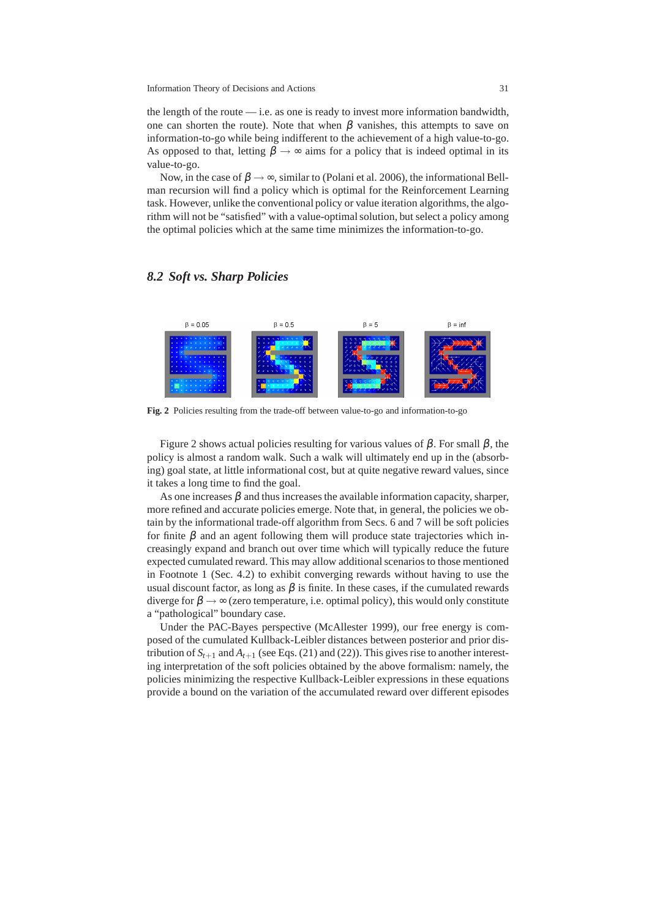the length of the route — i.e. as one is ready to invest more information bandwidth, one can shorten the route). Note that when $\beta$ vanishes, this attempts to save on information-to-go while being indifferent to the achievement of a high value-to-go. As opposed to that, letting $\beta \to \infty$ aims for a policy that is indeed optimal in its value-to-go.

Now, in the case of $\beta \to \infty$, similar to (Polani et al. 2006), the informational Bellman recursion will find a policy which is optimal for the Reinforcement Learning task. However, unlike the conventional policy or value iteration algorithms, the algorithm will not be "satisfied" with a value-optimal solution, but select a policy among the optimal policies which at the same time minimizes the information-to-go.

### *8.2 Soft vs. Sharp Policies*

β = 0.05 β = 0.5 β = 5 β = inf

**Fig. 2** Policies resulting from the trade-off between value-to-go and information-to-go

Figure 2 shows actual policies resulting for various values of $\beta$. For small $\beta$, the policy is almost a random walk. Such a walk will ultimately end up in the (absorbing) goal state, at little informational cost, but at quite negative reward values, since it takes a long time to find the goal.

As one increases $\beta$ and thus increases the available information capacity, sharper, more refined and accurate policies emerge. Note that, in general, the policies we obtain by the informational trade-off algorithm from Secs. 6 and 7 will be soft policies for finite $\beta$ and an agent following them will produce state trajectories which increasingly expand and branch out over time which will typically reduce the future expected cumulated reward. This may allow additional scenarios to those mentioned in Footnote 1 (Sec. 4.2) to exhibit converging rewards without having to use the usual discount factor, as long as $\beta$ is finite. In these cases, if the cumulated rewards diverge for $\beta \to \infty$ (zero temperature, i.e. optimal policy), this would only constitute a "pathological" boundary case.

Under the PAC-Bayes perspective (McAllester 1999), our free energy is composed of the cumulated Kullback-Leibler distances between posterior and prior distribution of $S_{t+1}$ and $A_{t+1}$ (see Eqs. (21) and (22)). This gives rise to another interesting interpretation of the soft policies obtained by the above formalism: namely, the policies minimizing the respective Kullback-Leibler expressions in these equations provide a bound on the variation of the accumulated reward over different episodes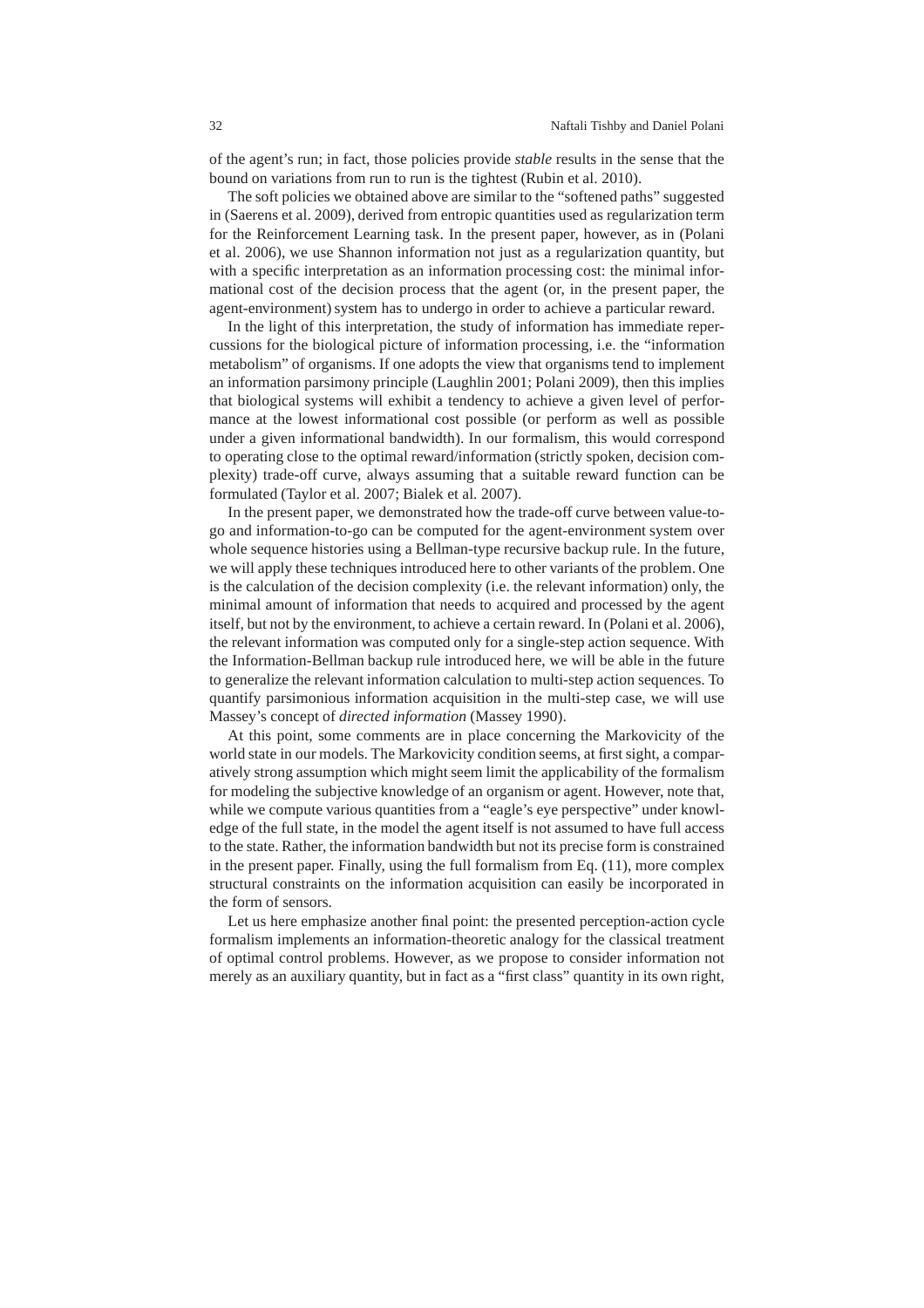of the agent's run; in fact, those policies provide *stable* results in the sense that the bound on variations from run to run is the tightest (Rubin et al. 2010).

The soft policies we obtained above are similar to the "softened paths" suggested in (Saerens et al. 2009), derived from entropic quantities used as regularization term for the Reinforcement Learning task. In the present paper, however, as in (Polani et al. 2006), we use Shannon information not just as a regularization quantity, but with a specific interpretation as an information processing cost: the minimal informational cost of the decision process that the agent (or, in the present paper, the agent-environment) system has to undergo in order to achieve a particular reward.

In the light of this interpretation, the study of information has immediate repercussions for the biological picture of information processing, i.e. the "information metabolism" of organisms. If one adopts the view that organisms tend to implement an information parsimony principle (Laughlin 2001; Polani 2009), then this implies that biological systems will exhibit a tendency to achieve a given level of performance at the lowest informational cost possible (or perform as well as possible under a given informational bandwidth). In our formalism, this would correspond to operating close to the optimal reward/information (strictly spoken, decision complexity) trade-off curve, always assuming that a suitable reward function can be formulated (Taylor et al. 2007; Bialek et al. 2007).

In the present paper, we demonstrated how the trade-off curve between value-to-go and information-to-go can be computed for the agent-environment system over whole sequence histories using a Bellman-type recursive backup rule. In the future, we will apply these techniques introduced here to other variants of the problem. One is the calculation of the decision complexity (i.e. the relevant information) only, the minimal amount of information that needs to acquired and processed by the agent itself, but not by the environment, to achieve a certain reward. In (Polani et al. 2006), the relevant information was computed only for a single-step action sequence. With the Information-Bellman backup rule introduced here, we will be able in the future to generalize the relevant information calculation to multi-step action sequences. To quantify parsimonious information acquisition in the multi-step case, we will use Massey's concept of *directed information* (Massey 1990).

At this point, some comments are in place concerning the Markovicity of the world state in our models. The Markovicity condition seems, at first sight, a comparatively strong assumption which might seem limit the applicability of the formalism for modeling the subjective knowledge of an organism or agent. However, note that, while we compute various quantities from a "eagle's eye perspective" under knowledge of the full state, in the model the agent itself is not assumed to have full access to the state. Rather, the information bandwidth but not its precise form is constrained in the present paper. Finally, using the full formalism from Eq. (11), more complex structural constraints on the information acquisition can easily be incorporated in the form of sensors.

Let us here emphasize another final point: the presented perception-action cycle formalism implements an information-theoretic analogy for the classical treatment of optimal control problems. However, as we propose to consider information not merely as an auxiliary quantity, but in fact as a "first class" quantity in its own right,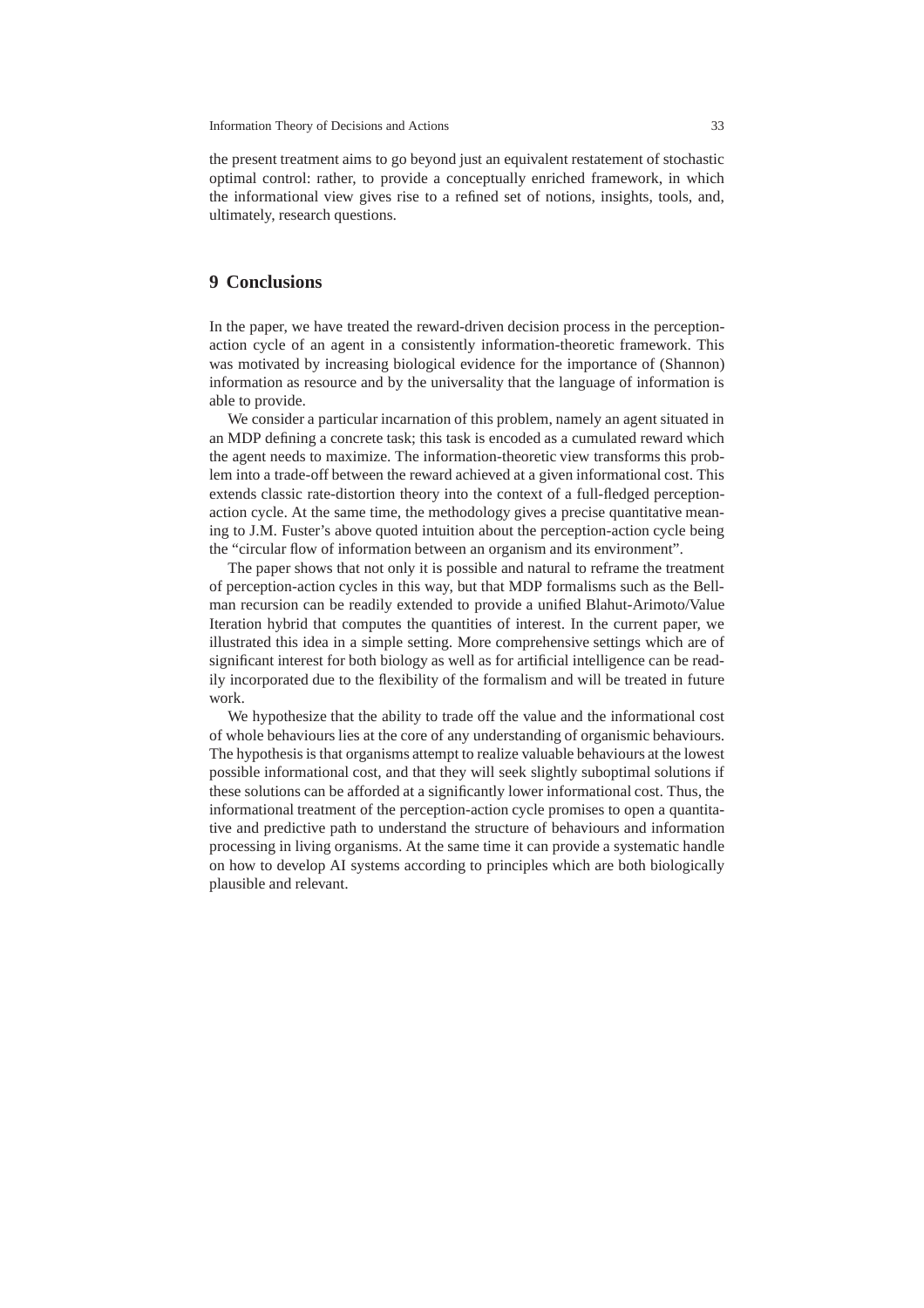the present treatment aims to go beyond just an equivalent restatement of stochastic optimal control: rather, to provide a conceptually enriched framework, in which the informational view gives rise to a refined set of notions, insights, tools, and, ultimately, research questions.

## 9 Conclusions

In the paper, we have treated the reward-driven decision process in the perception-action cycle of an agent in a consistently information-theoretic framework. This was motivated by increasing biological evidence for the importance of (Shannon) information as resource and by the universality that the language of information is able to provide.

We consider a particular incarnation of this problem, namely an agent situated in an MDP defining a concrete task; this task is encoded as a cumulated reward which the agent needs to maximize. The information-theoretic view transforms this problem into a trade-off between the reward achieved at a given informational cost. This extends classic rate-distortion theory into the context of a full-fledged perception-action cycle. At the same time, the methodology gives a precise quantitative meaning to J.M. Fuster's above quoted intuition about the perception-action cycle being the "circular flow of information between an organism and its environment".

The paper shows that not only it is possible and natural to reframe the treatment of perception-action cycles in this way, but that MDP formalisms such as the Bellman recursion can be readily extended to provide a unified Blahut-Arimoto/Value Iteration hybrid that computes the quantities of interest. In the current paper, we illustrated this idea in a simple setting. More comprehensive settings which are of significant interest for both biology as well as for artificial intelligence can be readily incorporated due to the flexibility of the formalism and will be treated in future work.

We hypothesize that the ability to trade off the value and the informational cost of whole behaviours lies at the core of any understanding of organismic behaviours. The hypothesis is that organisms attempt to realize valuable behaviours at the lowest possible informational cost, and that they will seek slightly suboptimal solutions if these solutions can be afforded at a significantly lower informational cost. Thus, the informational treatment of the perception-action cycle promises to open a quantitative and predictive path to understand the structure of behaviours and information processing in living organisms. At the same time it can provide a systematic handle on how to develop AI systems according to principles which are both biologically plausible and relevant.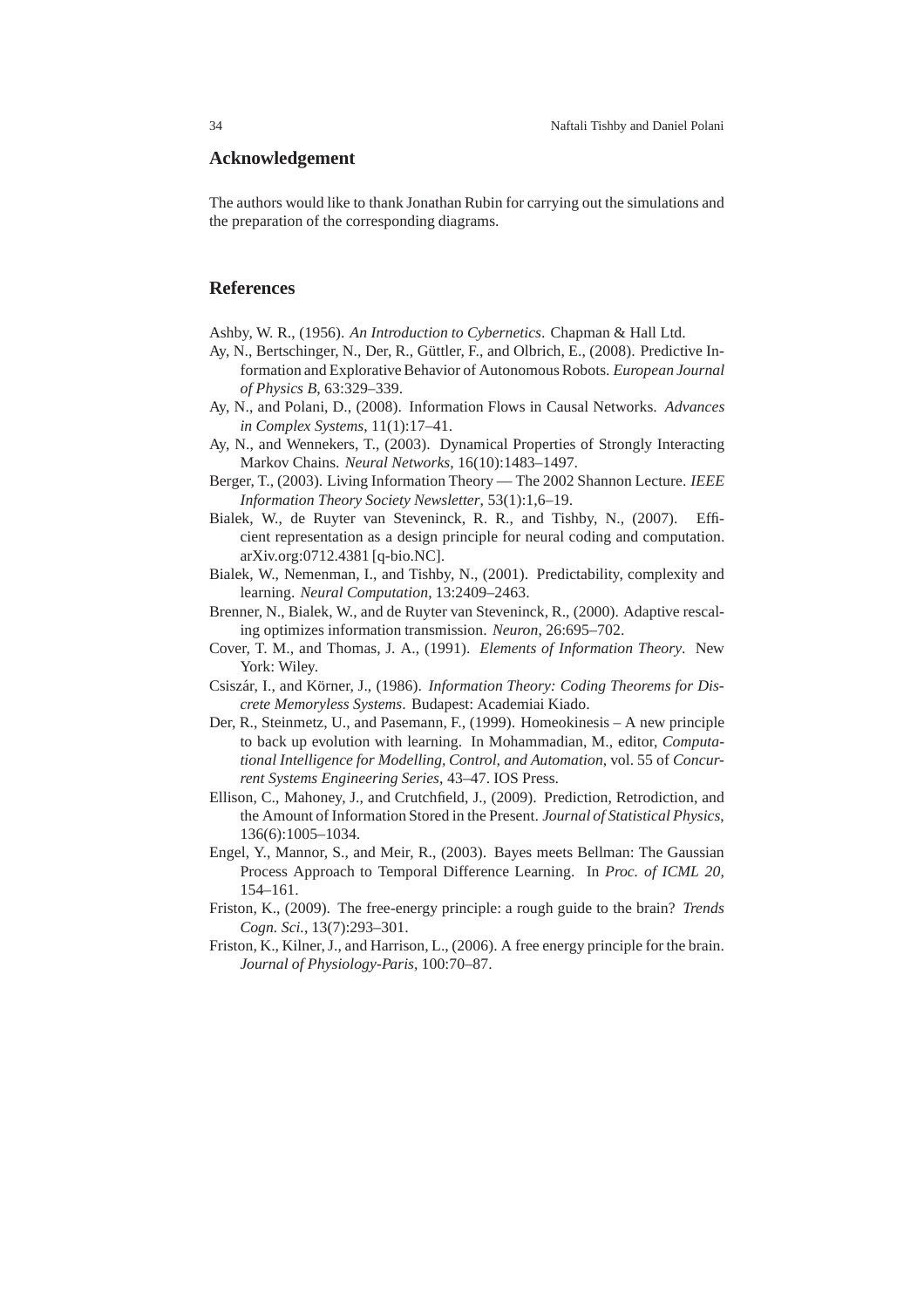## Acknowledgement

The authors would like to thank Jonathan Rubin for carrying out the simulations and the preparation of the corresponding diagrams.

## References

Ashby, W. R., (1956). *An Introduction to Cybernetics*. Chapman & Hall Ltd.

Ay, N., Bertschinger, N., Der, R., Güttler, F., and Olbrich, E., (2008). Predictive Information and Explorative Behavior of Autonomous Robots. *European Journal of Physics B*, 63:329–339.

Ay, N., and Polani, D., (2008). Information Flows in Causal Networks. *Advances in Complex Systems*, 11(1):17–41.

Ay, N., and Wennekers, T., (2003). Dynamical Properties of Strongly Interacting Markov Chains. *Neural Networks*, 16(10):1483–1497.

Berger, T., (2003). Living Information Theory — The 2002 Shannon Lecture. *IEEE Information Theory Society Newsletter*, 53(1):1,6–19.

Bialek, W., de Ruyter van Steveninck, R. R., and Tishby, N., (2007). Efficient representation as a design principle for neural coding and computation. arXiv.org:0712.4381 [q-bio.NC].

Bialek, W., Nemenman, I., and Tishby, N., (2001). Predictability, complexity and learning. *Neural Computation*, 13:2409–2463.

Brenner, N., Bialek, W., and de Ruyter van Steveninck, R., (2000). Adaptive rescaling optimizes information transmission. *Neuron*, 26:695–702.

Cover, T. M., and Thomas, J. A., (1991). *Elements of Information Theory*. New York: Wiley.

Csiszár, I., and Körner, J., (1986). *Information Theory: Coding Theorems for Discrete Memoryless Systems*. Budapest: Academiai Kiado.

Der, R., Steinmetz, U., and Pasemann, F., (1999). Homeokinesis – A new principle to back up evolution with learning. In Mohammadian, M., editor, *Computational Intelligence for Modelling, Control, and Automation*, vol. 55 of *Concurrent Systems Engineering Series*, 43–47. IOS Press.

Ellison, C., Mahoney, J., and Crutchfield, J., (2009). Prediction, Retrodiction, and the Amount of Information Stored in the Present. *Journal of Statistical Physics*, 136(6):1005–1034.

Engel, Y., Mannor, S., and Meir, R., (2003). Bayes meets Bellman: The Gaussian Process Approach to Temporal Difference Learning. In *Proc. of ICML 20*, 154–161.

Friston, K., (2009). The free-energy principle: a rough guide to the brain? *Trends Cogn. Sci.*, 13(7):293–301.

Friston, K., Kilner, J., and Harrison, L., (2006). A free energy principle for the brain. *Journal of Physiology-Paris*, 100:70–87.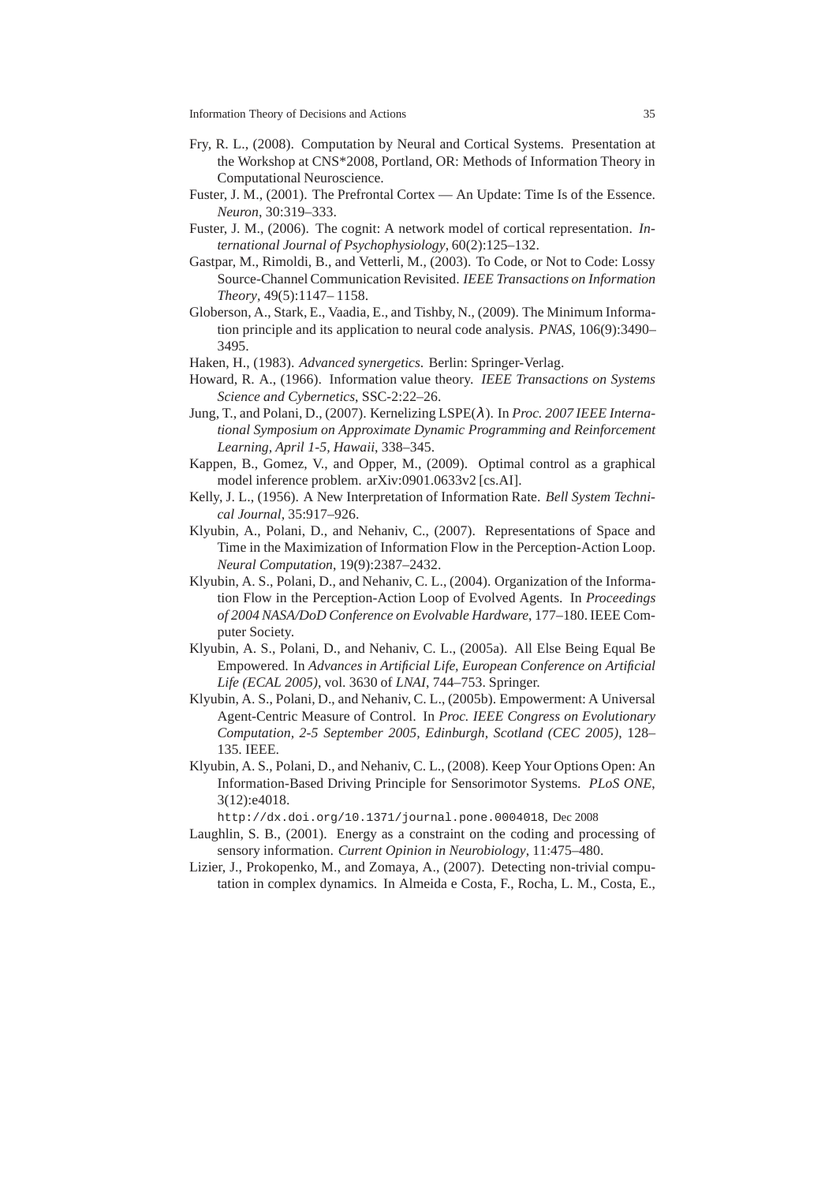Fry, R. L., (2008). Computation by Neural and Cortical Systems. Presentation at the Workshop at CNS*2008, Portland, OR: Methods of Information Theory in Computational Neuroscience.

Fuster, J. M., (2001). The Prefrontal Cortex — An Update: Time Is of the Essence. *Neuron*, 30:319–333.

Fuster, J. M., (2006). The cognit: A network model of cortical representation. *International Journal of Psychophysiology*, 60(2):125–132.

Gastpar, M., Rimoldi, B., and Vetterli, M., (2003). To Code, or Not to Code: Lossy Source-Channel Communication Revisited. *IEEE Transactions on Information Theory*, 49(5):1147– 1158.

Globerson, A., Stark, E., Vaadia, E., and Tishby, N., (2009). The Minimum Information principle and its application to neural code analysis. *PNAS*, 106(9):3490–3495.

Haken, H., (1983). *Advanced synergetics*. Berlin: Springer-Verlag.

Howard, R. A., (1966). Information value theory. *IEEE Transactions on Systems Science and Cybernetics*, SSC-2:22–26.

Jung, T., and Polani, D., (2007). Kernelizing LSPE($\lambda$). In *Proc. 2007 IEEE International Symposium on Approximate Dynamic Programming and Reinforcement Learning, April 1-5, Hawaii*, 338–345.

Kappen, B., Gomez, V., and Opper, M., (2009). Optimal control as a graphical model inference problem. arXiv:0901.0633v2 [cs.AI].

Kelly, J. L., (1956). A New Interpretation of Information Rate. *Bell System Technical Journal*, 35:917–926.

Klyubin, A., Polani, D., and Nehaniv, C., (2007). Representations of Space and Time in the Maximization of Information Flow in the Perception-Action Loop. *Neural Computation*, 19(9):2387–2432.

Klyubin, A. S., Polani, D., and Nehaniv, C. L., (2004). Organization of the Information Flow in the Perception-Action Loop of Evolved Agents. In *Proceedings of 2004 NASA/DoD Conference on Evolvable Hardware*, 177–180. IEEE Computer Society.

Klyubin, A. S., Polani, D., and Nehaniv, C. L., (2005a). All Else Being Equal Be Empowered. In *Advances in Artificial Life, European Conference on Artificial Life (ECAL 2005)*, vol. 3630 of *LNAI*, 744–753. Springer.

Klyubin, A. S., Polani, D., and Nehaniv, C. L., (2005b). Empowerment: A Universal Agent-Centric Measure of Control. In *Proc. IEEE Congress on Evolutionary Computation, 2-5 September 2005, Edinburgh, Scotland (CEC 2005)*, 128–135. IEEE.

Klyubin, A. S., Polani, D., and Nehaniv, C. L., (2008). Keep Your Options Open: An Information-Based Driving Principle for Sensorimotor Systems. *PLoS ONE*, 3(12):e4018.
`http://dx.doi.org/10.1371/journal.pone.0004018`, Dec 2008

Laughlin, S. B., (2001). Energy as a constraint on the coding and processing of sensory information. *Current Opinion in Neurobiology*, 11:475–480.

Lizier, J., Prokopenko, M., and Zomaya, A., (2007). Detecting non-trivial computation in complex dynamics. In Almeida e Costa, F., Rocha, L. M., Costa, E.,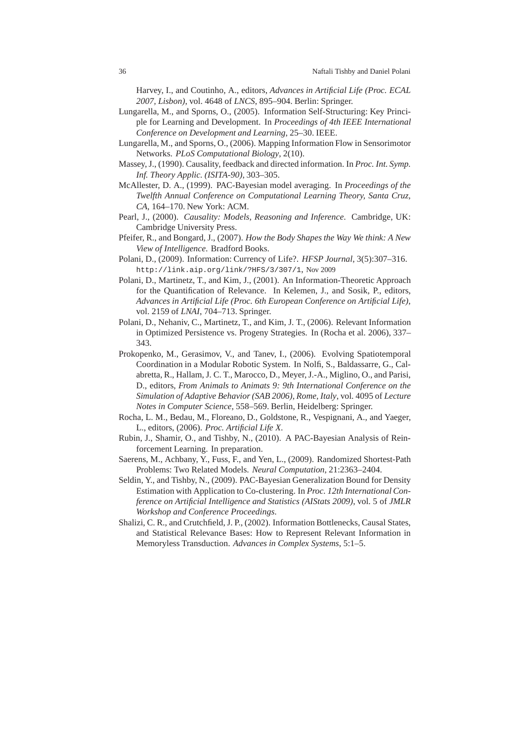Harvey, I., and Coutinho, A., editors, *Advances in Artificial Life (Proc. ECAL 2007, Lisbon)*, vol. 4648 of *LNCS*, 895–904. Berlin: Springer.

Lungarella, M., and Sporns, O., (2005). Information Self-Structuring: Key Principle for Learning and Development. In *Proceedings of 4th IEEE International Conference on Development and Learning*, 25–30. IEEE.

Lungarella, M., and Sporns, O., (2006). Mapping Information Flow in Sensorimotor Networks. *PLoS Computational Biology*, 2(10).

Massey, J., (1990). Causality, feedback and directed information. In *Proc. Int. Symp. Inf. Theory Applic. (ISITA-90)*, 303–305.

McAllester, D. A., (1999). PAC-Bayesian model averaging. In *Proceedings of the Twelfth Annual Conference on Computational Learning Theory, Santa Cruz, CA*, 164–170. New York: ACM.

Pearl, J., (2000). *Causality: Models, Reasoning and Inference*. Cambridge, UK: Cambridge University Press.

Pfeifer, R., and Bongard, J., (2007). *How the Body Shapes the Way We think: A New View of Intelligence*. Bradford Books.

Polani, D., (2009). Information: Currency of Life?. *HFSP Journal*, 3(5):307–316. `http://link.aip.org/link/?HFS/3/307/1`, Nov 2009

Polani, D., Martinetz, T., and Kim, J., (2001). An Information-Theoretic Approach for the Quantification of Relevance. In Kelemen, J., and Sosik, P., editors, *Advances in Artificial Life (Proc. 6th European Conference on Artificial Life)*, vol. 2159 of *LNAI*, 704–713. Springer.

Polani, D., Nehaniv, C., Martinetz, T., and Kim, J. T., (2006). Relevant Information in Optimized Persistence vs. Progeny Strategies. In (Rocha et al. 2006), 337–343.

Prokopenko, M., Gerasimov, V., and Tanev, I., (2006). Evolving Spatiotemporal Coordination in a Modular Robotic System. In Nolfi, S., Baldassarre, G., Calabretta, R., Hallam, J. C. T., Marocco, D., Meyer, J.-A., Miglino, O., and Parisi, D., editors, *From Animals to Animats 9: 9th International Conference on the Simulation of Adaptive Behavior (SAB 2006), Rome, Italy*, vol. 4095 of *Lecture Notes in Computer Science*, 558–569. Berlin, Heidelberg: Springer.

Rocha, L. M., Bedau, M., Floreano, D., Goldstone, R., Vespignani, A., and Yaeger, L., editors, (2006). *Proc. Artificial Life X*.

Rubin, J., Shamir, O., and Tishby, N., (2010). A PAC-Bayesian Analysis of Reinforcement Learning. In preparation.

Saerens, M., Achbany, Y., Fuss, F., and Yen, L., (2009). Randomized Shortest-Path Problems: Two Related Models. *Neural Computation*, 21:2363–2404.

Seldin, Y., and Tishby, N., (2009). PAC-Bayesian Generalization Bound for Density Estimation with Application to Co-clustering. In *Proc. 12th International Conference on Artificial Intelligence and Statistics (AIStats 2009)*, vol. 5 of *JMLR Workshop and Conference Proceedings*.

Shalizi, C. R., and Crutchfield, J. P., (2002). Information Bottlenecks, Causal States, and Statistical Relevance Bases: How to Represent Relevant Information in Memoryless Transduction. *Advances in Complex Systems*, 5:1–5.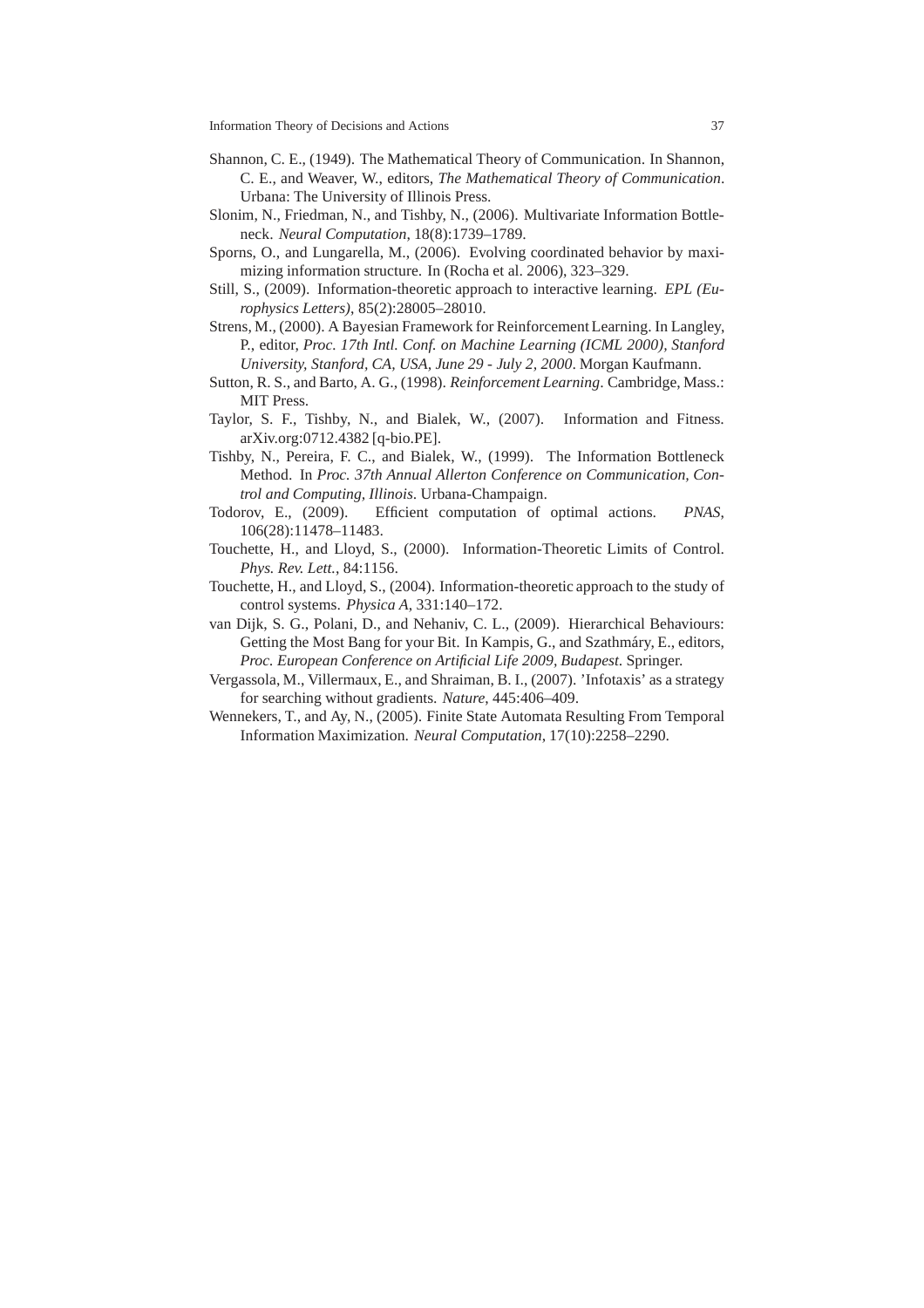Shannon, C. E., (1949). The Mathematical Theory of Communication. In Shannon, C. E., and Weaver, W., editors, *The Mathematical Theory of Communication*. Urbana: The University of Illinois Press.

Slonim, N., Friedman, N., and Tishby, N., (2006). Multivariate Information Bottleneck. *Neural Computation*, 18(8):1739–1789.

Sporns, O., and Lungarella, M., (2006). Evolving coordinated behavior by maximizing information structure. In (Rocha et al. 2006), 323–329.

Still, S., (2009). Information-theoretic approach to interactive learning. *EPL (Europhysics Letters)*, 85(2):28005–28010.

Strens, M., (2000). A Bayesian Framework for Reinforcement Learning. In Langley, P., editor, *Proc. 17th Intl. Conf. on Machine Learning (ICML 2000), Stanford University, Stanford, CA, USA, June 29 - July 2, 2000*. Morgan Kaufmann.

Sutton, R. S., and Barto, A. G., (1998). *Reinforcement Learning*. Cambridge, Mass.: MIT Press.

Taylor, S. F., Tishby, N., and Bialek, W., (2007). Information and Fitness. arXiv.org:0712.4382 [q-bio.PE].

Tishby, N., Pereira, F. C., and Bialek, W., (1999). The Information Bottleneck Method. In *Proc. 37th Annual Allerton Conference on Communication, Control and Computing, Illinois*. Urbana-Champaign.

Todorov, E., (2009). Efficient computation of optimal actions. *PNAS*, 106(28):11478–11483.

Touchette, H., and Lloyd, S., (2000). Information-Theoretic Limits of Control. *Phys. Rev. Lett.*, 84:1156.

Touchette, H., and Lloyd, S., (2004). Information-theoretic approach to the study of control systems. *Physica A*, 331:140–172.

van Dijk, S. G., Polani, D., and Nehaniv, C. L., (2009). Hierarchical Behaviours: Getting the Most Bang for your Bit. In Kampis, G., and Szathmáry, E., editors, *Proc. European Conference on Artificial Life 2009, Budapest*. Springer.

Vergassola, M., Villermaux, E., and Shraiman, B. I., (2007). 'Infotaxis' as a strategy for searching without gradients. *Nature*, 445:406–409.

Wennekers, T., and Ay, N., (2005). Finite State Automata Resulting From Temporal Information Maximization. *Neural Computation*, 17(10):2258–2290.